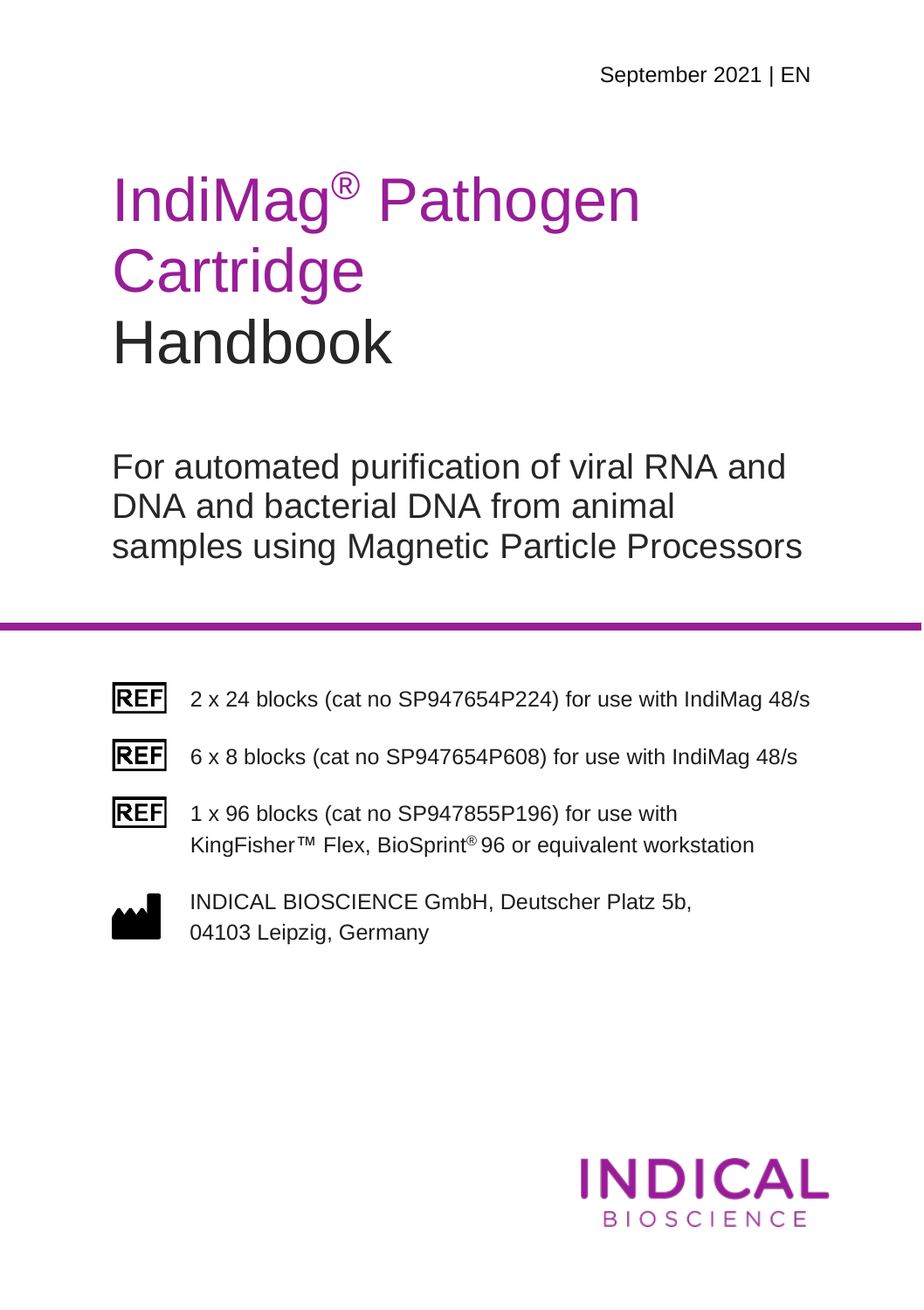September 2021 | EN

# IndiMag® Pathogen Cartridge Handbook

For automated purification of viral RNA and DNA and bacterial DNA from animal samples using Magnetic Particle Processors

REF 2 x 24 blocks (cat no SP947654P224) for use with IndiMag 48/s

REF 6 x 8 blocks (cat no SP947654P608) for use with IndiMag 48/s

REF 1 x 96 blocks (cat no SP947855P196) for use with KingFisher™ Flex, BioSprint® 96 or equivalent workstation

INDICAL BIOSCIENCE GmbH, Deutscher Platz 5b,
04103 Leipzig, Germany

INDICAL BIOSCIENCE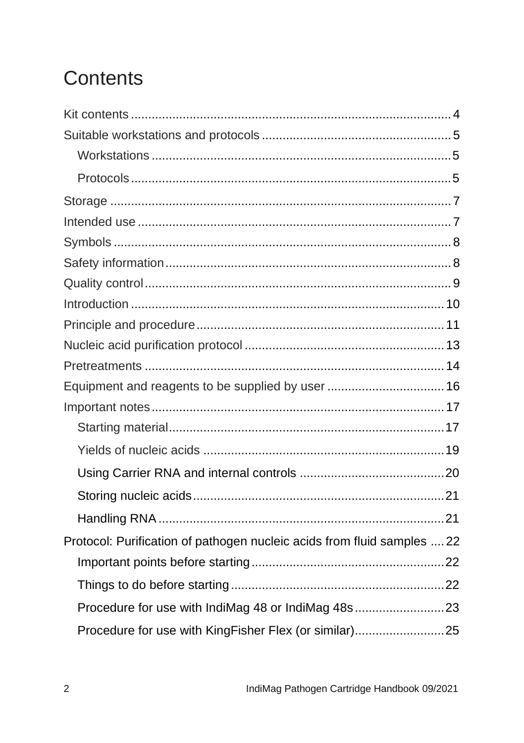# Contents

Kit contents ........................................................................................ 4

Suitable workstations and protocols ...................................................... 5

- Workstations ................................................................................... 5
- Protocols ......................................................................................... 5

Storage ................................................................................................ 7

Intended use ........................................................................................ 7

Symbols ............................................................................................... 8

Safety information ................................................................................ 8

Quality control ...................................................................................... 9

Introduction ........................................................................................ 10

Principle and procedure ...................................................................... 11

Nucleic acid purification protocol ......................................................... 13

Pretreatments ..................................................................................... 14

Equipment and reagents to be supplied by user ................................. 16

Important notes ................................................................................... 17

- Starting material .............................................................................. 17
- Yields of nucleic acids ..................................................................... 19
- Using Carrier RNA and internal controls ......................................... 20
- Storing nucleic acids ........................................................................ 21
- Handling RNA .................................................................................. 21

Protocol: Purification of pathogen nucleic acids from fluid samples .... 22

- Important points before starting ....................................................... 22
- Things to do before starting ............................................................. 22
- Procedure for use with IndiMag 48 or IndiMag 48s .......................... 23
- Procedure for use with KingFisher Flex (or similar) .......................... 25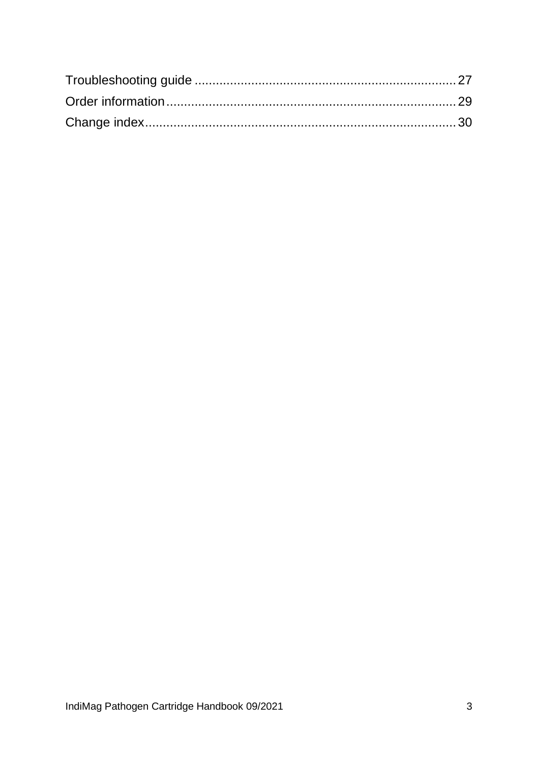Troubleshooting guide ........................................................................ 27
Order information ............................................................................... 29
Change index ...................................................................................... 30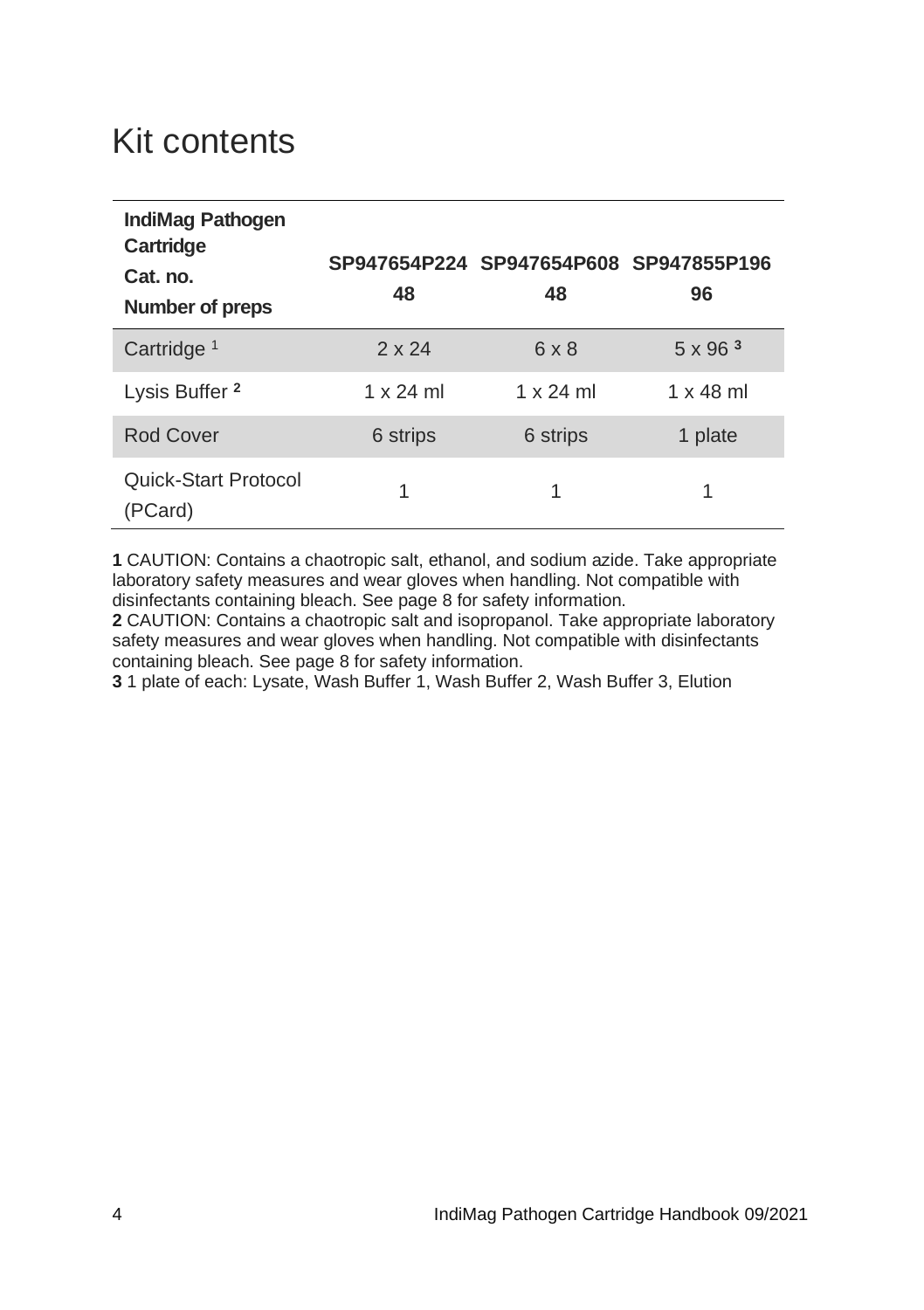# Kit contents

| IndiMag Pathogen Cartridge<br>Cat. no.<br>Number of preps | SP947654P224<br>48 | SP947654P608<br>48 | SP947855P196<br>96 |
|---|---|---|---|
| Cartridge [1] | 2 x 24 | 6 x 8 | 5 x 96 [3] |
| Lysis Buffer [2] | 1 x 24 ml | 1 x 24 ml | 1 x 48 ml |
| Rod Cover | 6 strips | 6 strips | 1 plate |
| Quick-Start Protocol (PCard) | 1 | 1 | 1 |

**1** CAUTION: Contains a chaotropic salt, ethanol, and sodium azide. Take appropriate laboratory safety measures and wear gloves when handling. Not compatible with disinfectants containing bleach. See page 8 for safety information.
**2** CAUTION: Contains a chaotropic salt and isopropanol. Take appropriate laboratory safety measures and wear gloves when handling. Not compatible with disinfectants containing bleach. See page 8 for safety information.
**3** 1 plate of each: Lysate, Wash Buffer 1, Wash Buffer 2, Wash Buffer 3, Elution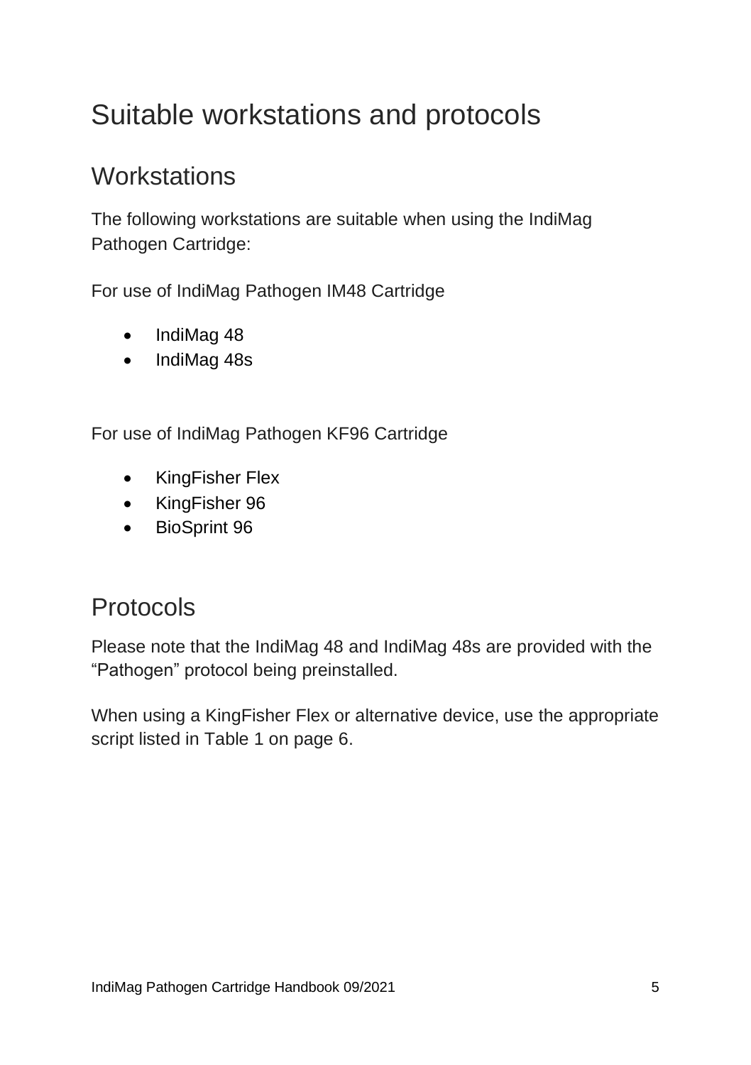# Suitable workstations and protocols

## Workstations

The following workstations are suitable when using the IndiMag Pathogen Cartridge:

For use of IndiMag Pathogen IM48 Cartridge

- IndiMag 48
- IndiMag 48s

For use of IndiMag Pathogen KF96 Cartridge

- KingFisher Flex
- KingFisher 96
- BioSprint 96

## Protocols

Please note that the IndiMag 48 and IndiMag 48s are provided with the "Pathogen" protocol being preinstalled.

When using a KingFisher Flex or alternative device, use the appropriate script listed in Table 1 on page 6.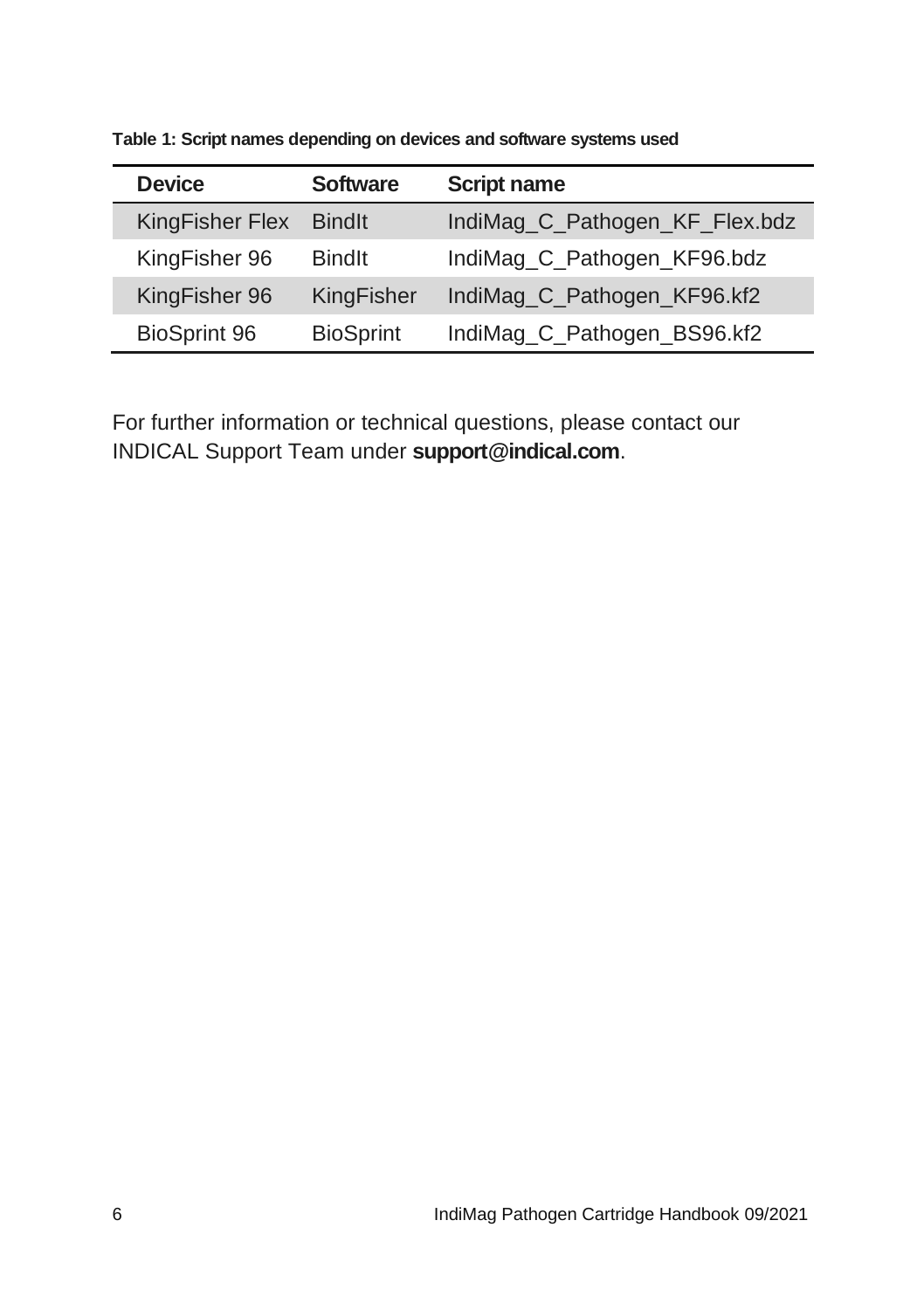**Table 1: Script names depending on devices and software systems used**

| Device | Software | Script name |
|---|---|---|
| KingFisher Flex | BindIt | IndiMag_C_Pathogen_KF_Flex.bdz |
| KingFisher 96 | BindIt | IndiMag_C_Pathogen_KF96.bdz |
| KingFisher 96 | KingFisher | IndiMag_C_Pathogen_KF96.kf2 |
| BioSprint 96 | BioSprint | IndiMag_C_Pathogen_BS96.kf2 |

For further information or technical questions, please contact our INDICAL Support Team under **support@indical.com**.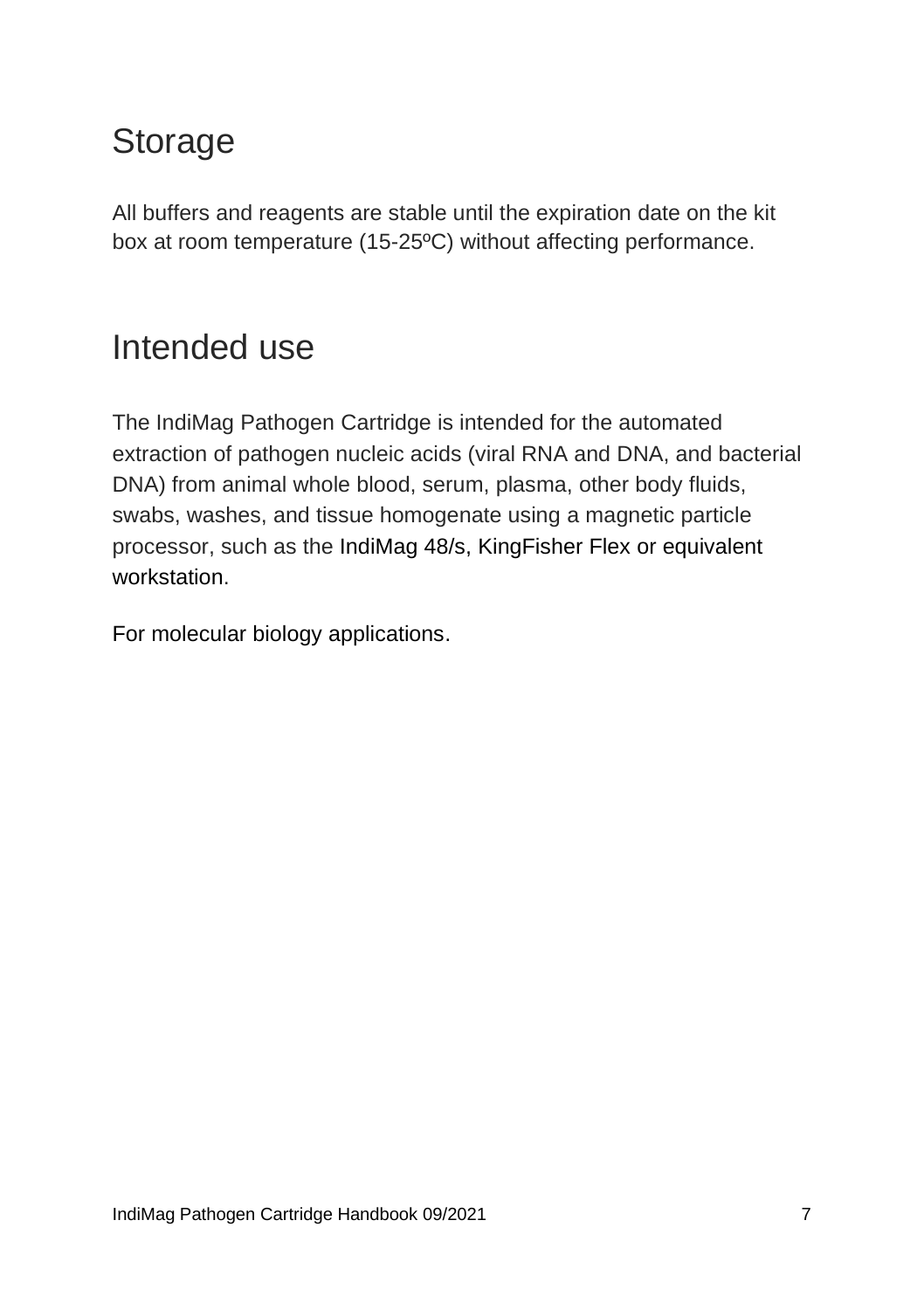## Storage

All buffers and reagents are stable until the expiration date on the kit box at room temperature (15-25ºC) without affecting performance.

## Intended use

The IndiMag Pathogen Cartridge is intended for the automated extraction of pathogen nucleic acids (viral RNA and DNA, and bacterial DNA) from animal whole blood, serum, plasma, other body fluids, swabs, washes, and tissue homogenate using a magnetic particle processor, such as the IndiMag 48/s, KingFisher Flex or equivalent workstation.

For molecular biology applications.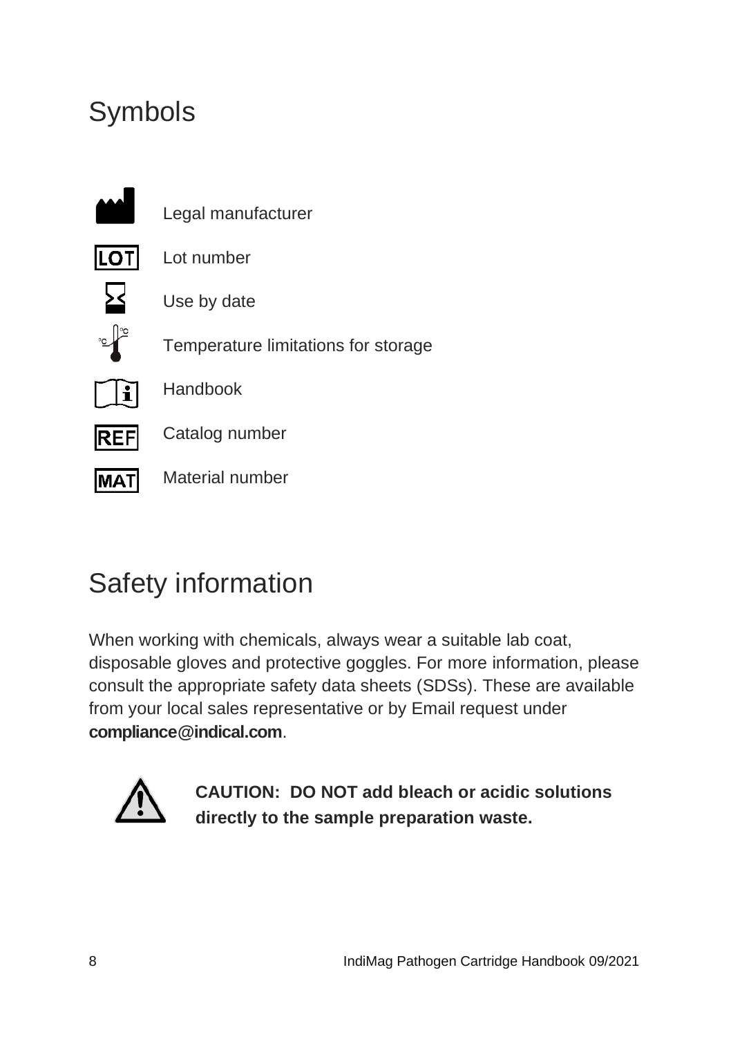# Symbols

| | |
|---|---|
| | Legal manufacturer |
| LOT | Lot number |
| | Use by date |
| | Temperature limitations for storage |
| | Handbook |
| REF | Catalog number |
| MAT | Material number |

# Safety information

When working with chemicals, always wear a suitable lab coat, disposable gloves and protective goggles. For more information, please consult the appropriate safety data sheets (SDSs). These are available from your local sales representative or by Email request under **compliance@indical.com**.

**CAUTION: DO NOT add bleach or acidic solutions directly to the sample preparation waste.**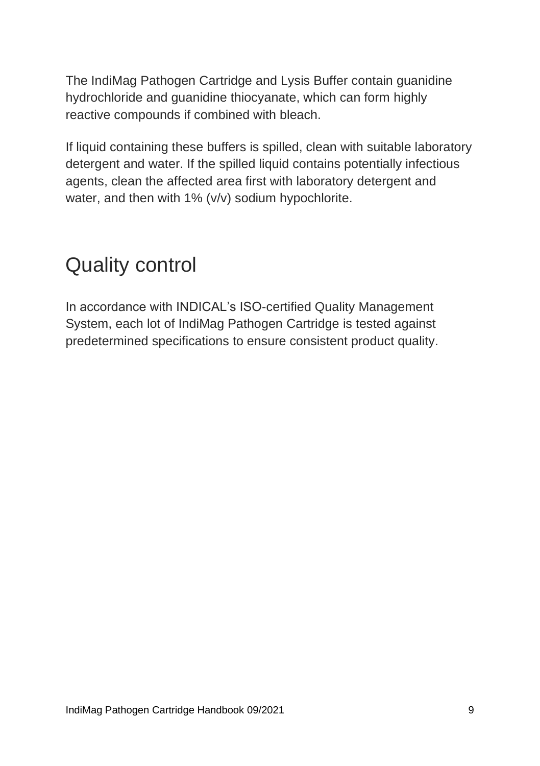The IndiMag Pathogen Cartridge and Lysis Buffer contain guanidine hydrochloride and guanidine thiocyanate, which can form highly reactive compounds if combined with bleach.

If liquid containing these buffers is spilled, clean with suitable laboratory detergent and water. If the spilled liquid contains potentially infectious agents, clean the affected area first with laboratory detergent and water, and then with 1% (v/v) sodium hypochlorite.

# Quality control

In accordance with INDICAL's ISO-certified Quality Management System, each lot of IndiMag Pathogen Cartridge is tested against predetermined specifications to ensure consistent product quality.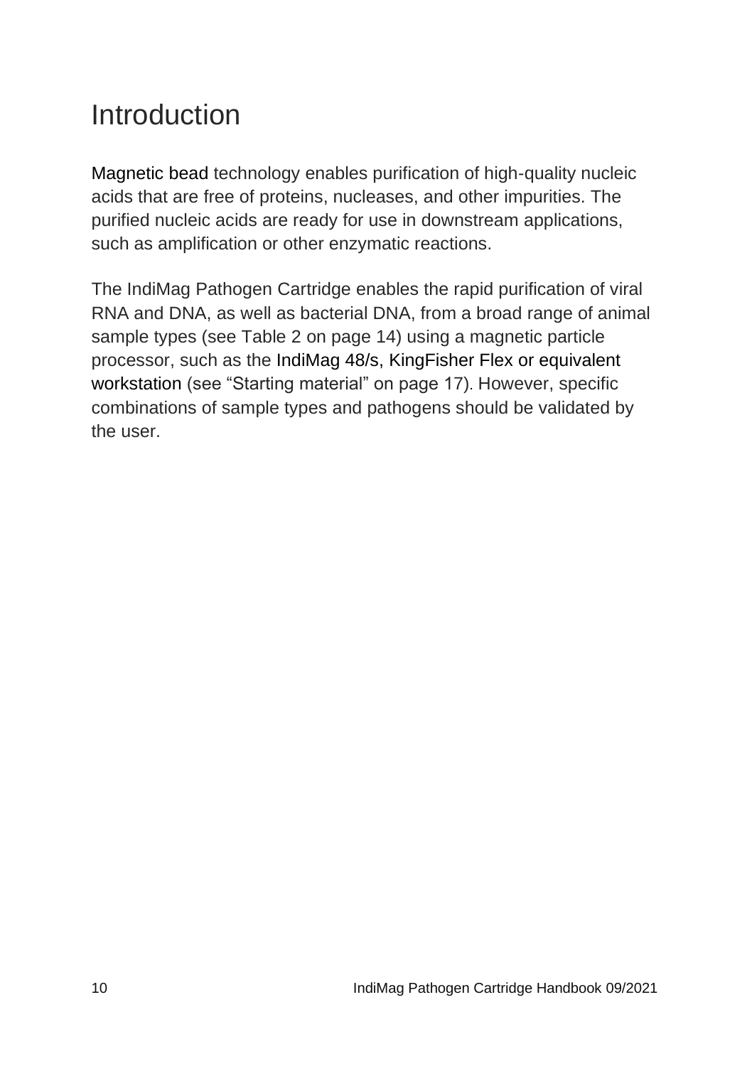# Introduction

Magnetic bead technology enables purification of high-quality nucleic acids that are free of proteins, nucleases, and other impurities. The purified nucleic acids are ready for use in downstream applications, such as amplification or other enzymatic reactions.

The IndiMag Pathogen Cartridge enables the rapid purification of viral RNA and DNA, as well as bacterial DNA, from a broad range of animal sample types (see Table 2 on page 14) using a magnetic particle processor, such as the IndiMag 48/s, KingFisher Flex or equivalent workstation (see "Starting material" on page 17). However, specific combinations of sample types and pathogens should be validated by the user.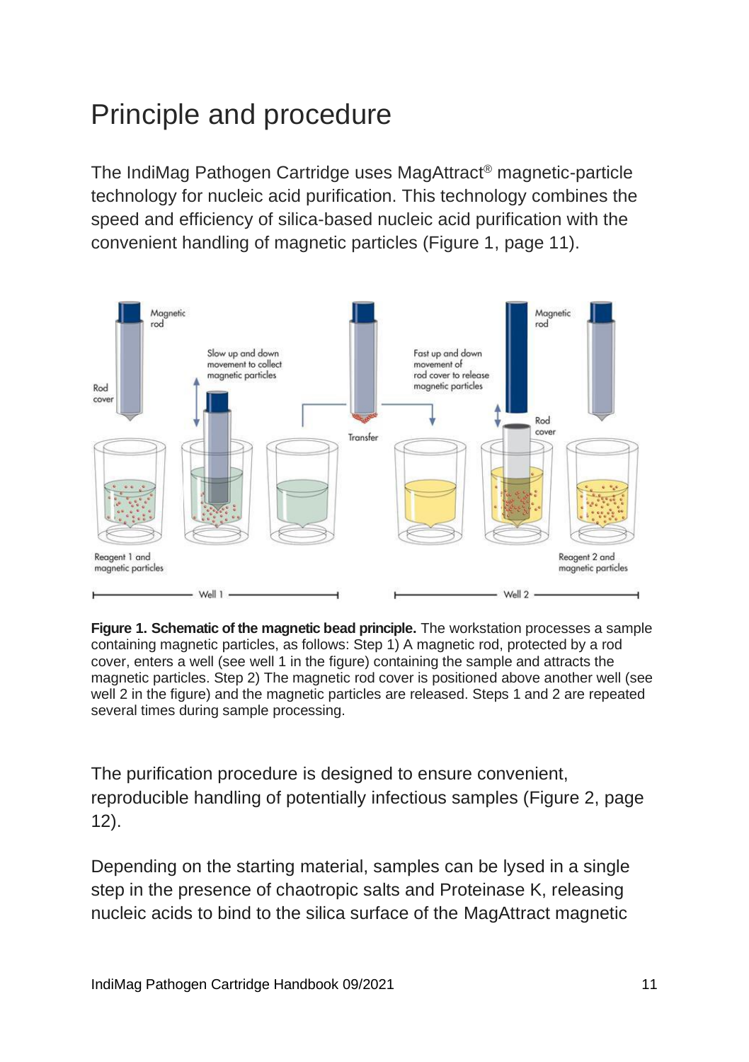# Principle and procedure

The IndiMag Pathogen Cartridge uses MagAttract® magnetic-particle technology for nucleic acid purification. This technology combines the speed and efficiency of silica-based nucleic acid purification with the convenient handling of magnetic particles (Figure 1, page 11).

**Figure 1. Schematic of the magnetic bead principle.** The workstation processes a sample containing magnetic particles, as follows: Step 1) A magnetic rod, protected by a rod cover, enters a well (see well 1 in the figure) containing the sample and attracts the magnetic particles. Step 2) The magnetic rod cover is positioned above another well (see well 2 in the figure) and the magnetic particles are released. Steps 1 and 2 are repeated several times during sample processing.

The purification procedure is designed to ensure convenient, reproducible handling of potentially infectious samples (Figure 2, page 12).

Depending on the starting material, samples can be lysed in a single step in the presence of chaotropic salts and Proteinase K, releasing nucleic acids to bind to the silica surface of the MagAttract magnetic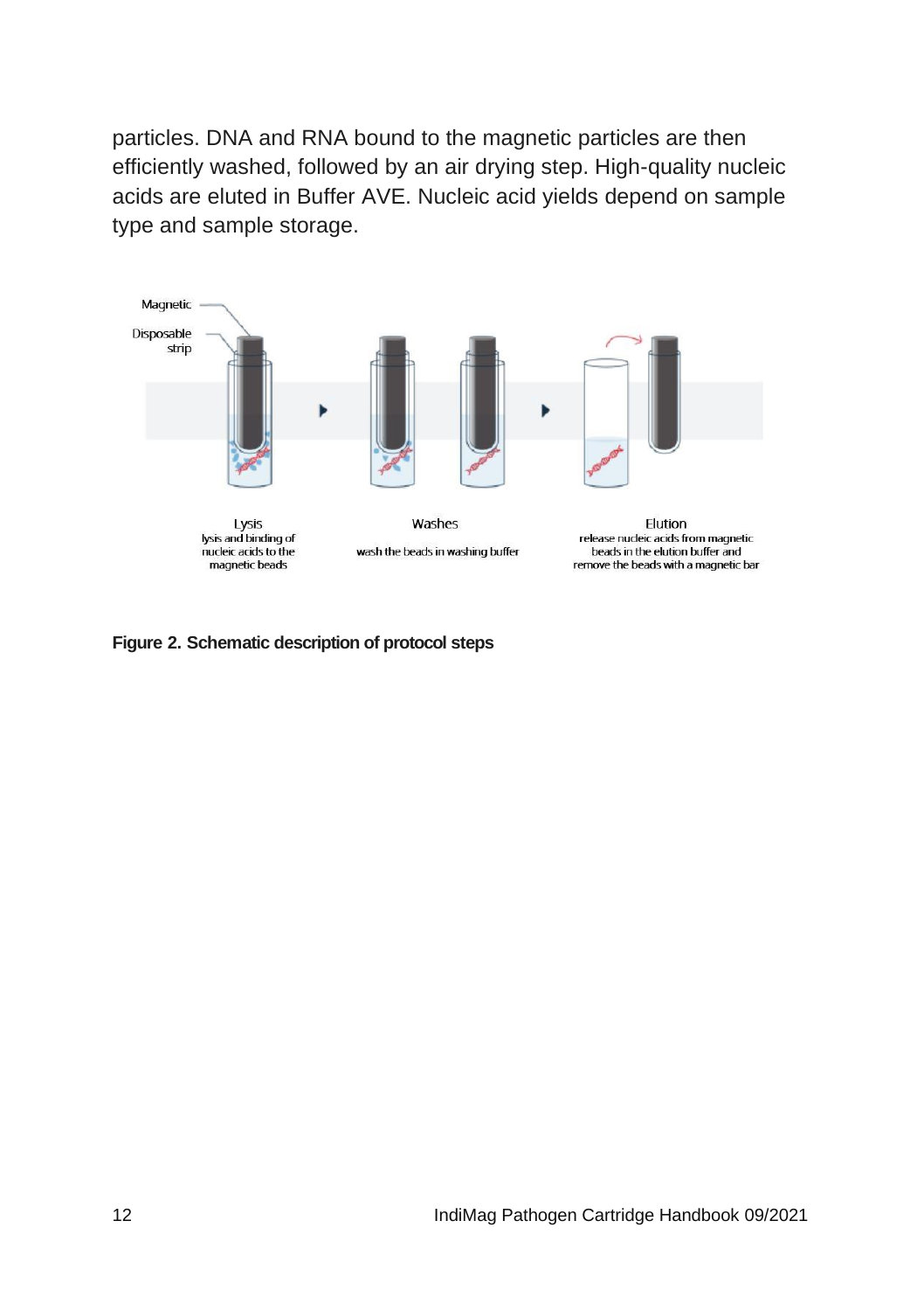particles. DNA and RNA bound to the magnetic particles are then efficiently washed, followed by an air drying step. High-quality nucleic acids are eluted in Buffer AVE. Nucleic acid yields depend on sample type and sample storage.

Magnetic

Disposable strip

Lysis
lysis and binding of nucleic acids to the magnetic beads

Washes
wash the beads in washing buffer

Elution
release nucleic acids from magnetic beads in the elution buffer and remove the beads with a magnetic bar

**Figure 2. Schematic description of protocol steps**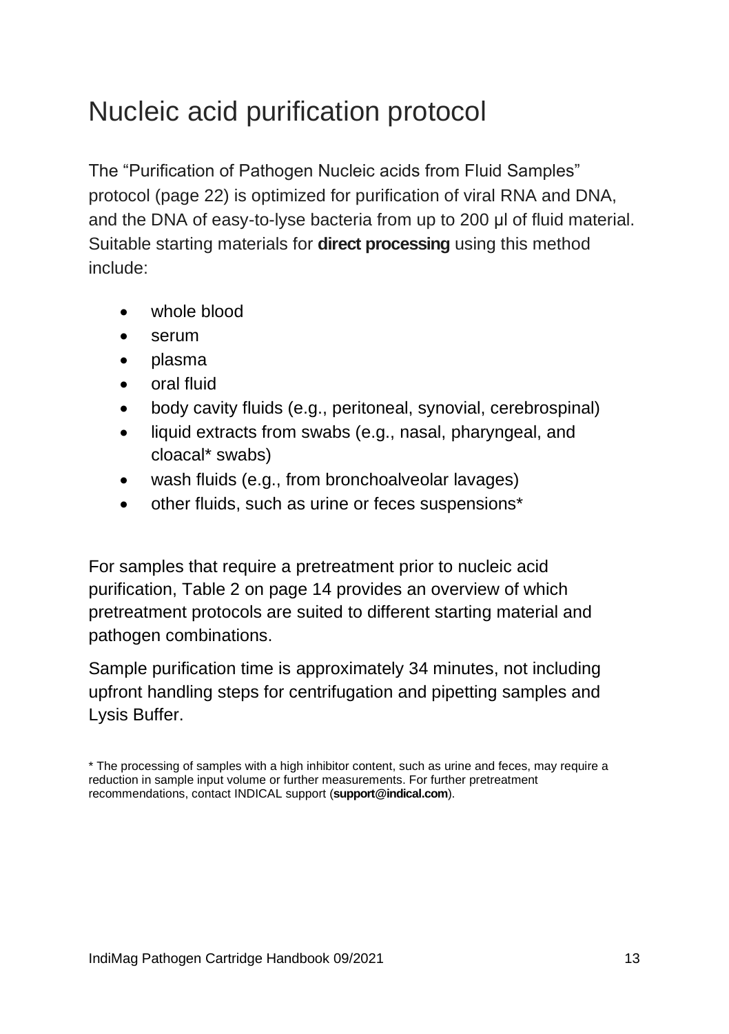# Nucleic acid purification protocol

The "Purification of Pathogen Nucleic acids from Fluid Samples" protocol (page 22) is optimized for purification of viral RNA and DNA, and the DNA of easy-to-lyse bacteria from up to 200 µl of fluid material. Suitable starting materials for **direct processing** using this method include:

- whole blood
- serum
- plasma
- oral fluid
- body cavity fluids (e.g., peritoneal, synovial, cerebrospinal)
- liquid extracts from swabs (e.g., nasal, pharyngeal, and cloacal* swabs)
- wash fluids (e.g., from bronchoalveolar lavages)
- other fluids, such as urine or feces suspensions*

For samples that require a pretreatment prior to nucleic acid purification, Table 2 on page 14 provides an overview of which pretreatment protocols are suited to different starting material and pathogen combinations.

Sample purification time is approximately 34 minutes, not including upfront handling steps for centrifugation and pipetting samples and Lysis Buffer.

* The processing of samples with a high inhibitor content, such as urine and feces, may require a reduction in sample input volume or further measurements. For further pretreatment recommendations, contact INDICAL support (**support@indical.com**).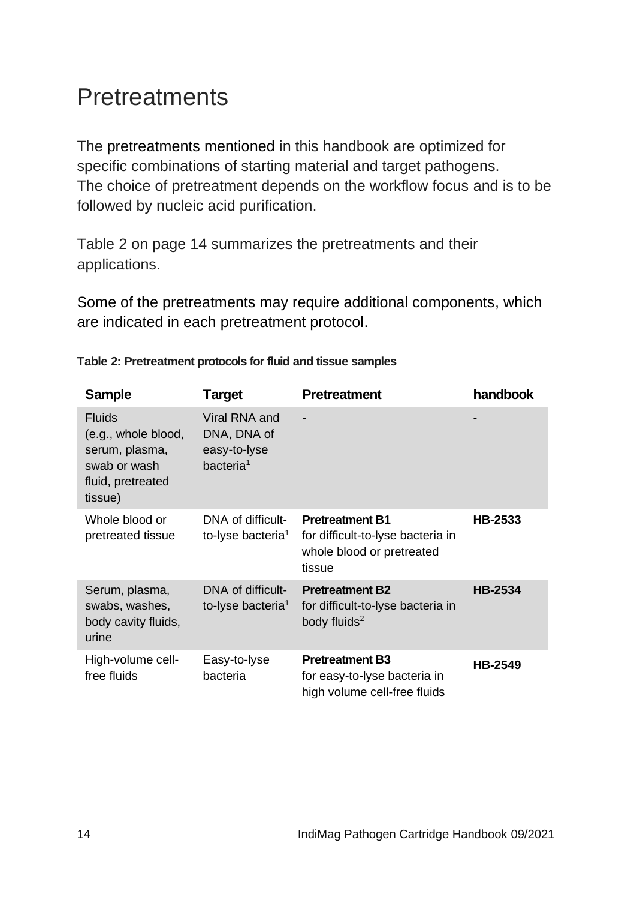# Pretreatments

The pretreatments mentioned in this handbook are optimized for specific combinations of starting material and target pathogens. The choice of pretreatment depends on the workflow focus and is to be followed by nucleic acid purification.

Table 2 on page 14 summarizes the pretreatments and their applications.

Some of the pretreatments may require additional components, which are indicated in each pretreatment protocol.

**Table 2: Pretreatment protocols for fluid and tissue samples**

| Sample | Target | Pretreatment | handbook |
|---|---|---|---|
| Fluids (e.g., whole blood, serum, plasma, swab or wash fluid, pretreated tissue) | Viral RNA and DNA, DNA of easy-to-lyse bacteria[1] | - | - |
| Whole blood or pretreated tissue | DNA of difficult-to-lyse bacteria[1] | **Pretreatment B1** for difficult-to-lyse bacteria in whole blood or pretreated tissue | **HB-2533** |
| Serum, plasma, swabs, washes, body cavity fluids, urine | DNA of difficult-to-lyse bacteria[1] | **Pretreatment B2** for difficult-to-lyse bacteria in body fluids[2] | **HB-2534** |
| High-volume cell-free fluids | Easy-to-lyse bacteria | **Pretreatment B3** for easy-to-lyse bacteria in high volume cell-free fluids | **HB-2549** |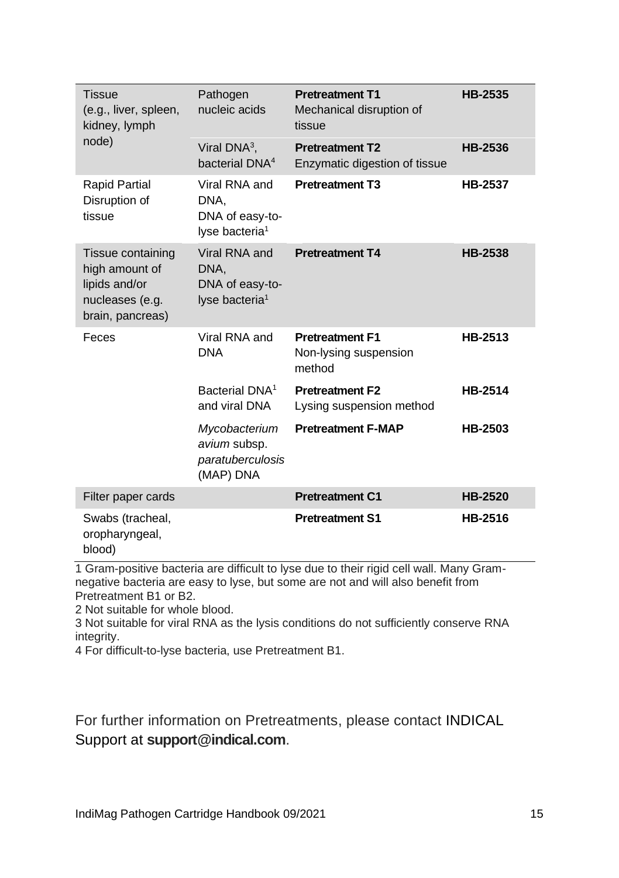| Tissue (e.g., liver, spleen, kidney, lymph node) | Pathogen nucleic acids | **Pretreatment T1** Mechanical disruption of tissue | **HB-2535** |
|---|---|---|---|
| | Viral DNA[3], bacterial DNA[4] | **Pretreatment T2** Enzymatic digestion of tissue | **HB-2536** |
| Rapid Partial Disruption of tissue | Viral RNA and DNA, DNA of easy-to-lyse bacteria[1] | **Pretreatment T3** | **HB-2537** |
| Tissue containing high amount of lipids and/or nucleases (e.g. brain, pancreas) | Viral RNA and DNA, DNA of easy-to-lyse bacteria[1] | **Pretreatment T4** | **HB-2538** |
| Feces | Viral RNA and DNA | **Pretreatment F1** Non-lysing suspension method | **HB-2513** |
| | Bacterial DNA[1] and viral DNA | **Pretreatment F2** Lysing suspension method | **HB-2514** |
| | *Mycobacterium avium* subsp. *paratuberculosis* (MAP) DNA | **Pretreatment F-MAP** | **HB-2503** |
| Filter paper cards | | **Pretreatment C1** | **HB-2520** |
| Swabs (tracheal, oropharyngeal, blood) | | **Pretreatment S1** | **HB-2516** |

1 Gram-positive bacteria are difficult to lyse due to their rigid cell wall. Many Gram-negative bacteria are easy to lyse, but some are not and will also benefit from Pretreatment B1 or B2.

2 Not suitable for whole blood.

3 Not suitable for viral RNA as the lysis conditions do not sufficiently conserve RNA integrity.

4 For difficult-to-lyse bacteria, use Pretreatment B1.

For further information on Pretreatments, please contact INDICAL Support at **support@indical.com**.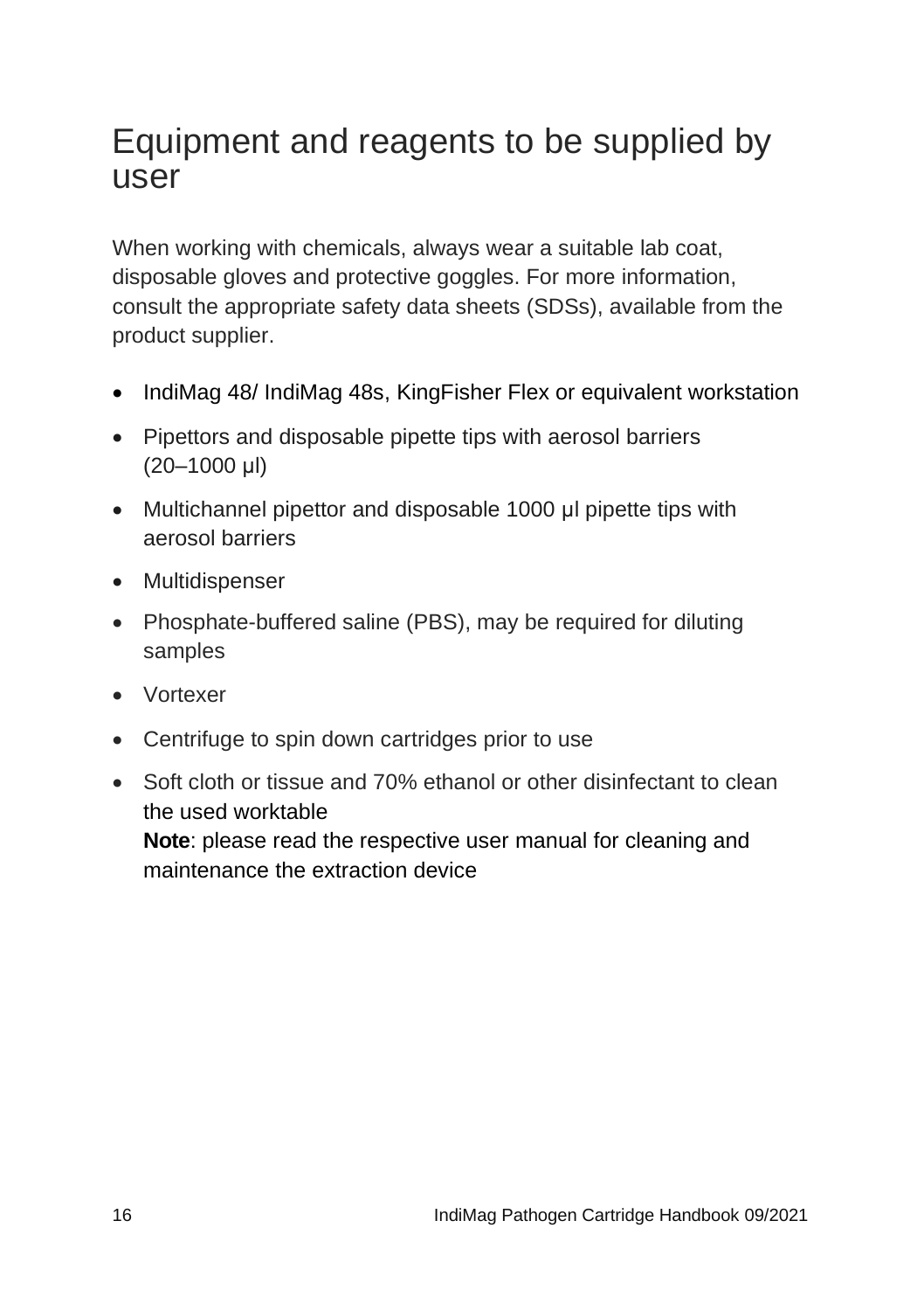# Equipment and reagents to be supplied by user

When working with chemicals, always wear a suitable lab coat, disposable gloves and protective goggles. For more information, consult the appropriate safety data sheets (SDSs), available from the product supplier.

- IndiMag 48/ IndiMag 48s, KingFisher Flex or equivalent workstation
- Pipettors and disposable pipette tips with aerosol barriers (20–1000 µl)
- Multichannel pipettor and disposable 1000 µl pipette tips with aerosol barriers
- Multidispenser
- Phosphate-buffered saline (PBS), may be required for diluting samples
- Vortexer
- Centrifuge to spin down cartridges prior to use
- Soft cloth or tissue and 70% ethanol or other disinfectant to clean the used worktable
  **Note**: please read the respective user manual for cleaning and maintenance the extraction device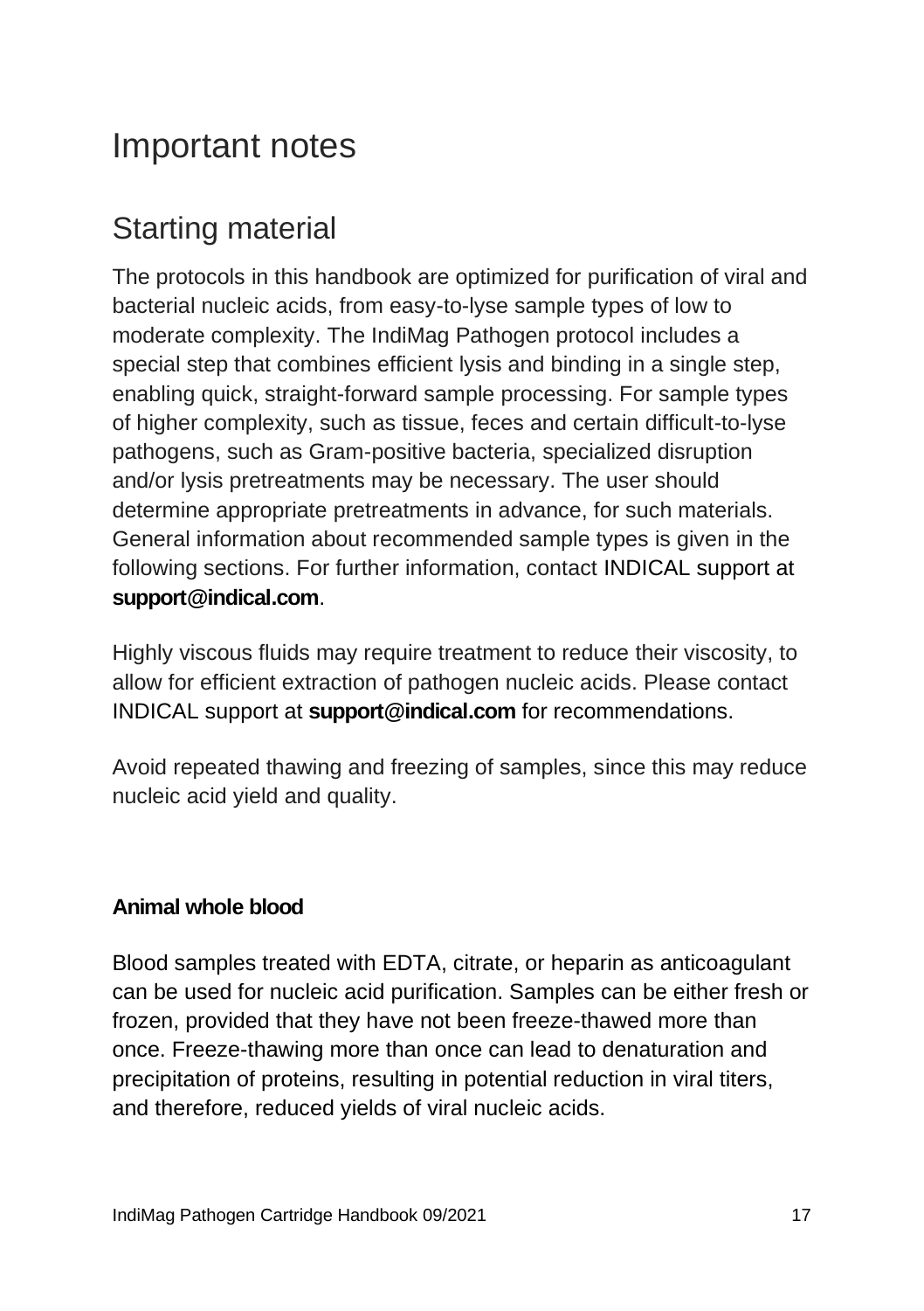# Important notes

## Starting material

The protocols in this handbook are optimized for purification of viral and bacterial nucleic acids, from easy-to-lyse sample types of low to moderate complexity. The IndiMag Pathogen protocol includes a special step that combines efficient lysis and binding in a single step, enabling quick, straight-forward sample processing. For sample types of higher complexity, such as tissue, feces and certain difficult-to-lyse pathogens, such as Gram-positive bacteria, specialized disruption and/or lysis pretreatments may be necessary. The user should determine appropriate pretreatments in advance, for such materials. General information about recommended sample types is given in the following sections. For further information, contact INDICAL support at **support@indical.com**.

Highly viscous fluids may require treatment to reduce their viscosity, to allow for efficient extraction of pathogen nucleic acids. Please contact INDICAL support at **support@indical.com** for recommendations.

Avoid repeated thawing and freezing of samples, since this may reduce nucleic acid yield and quality.

**Animal whole blood**

Blood samples treated with EDTA, citrate, or heparin as anticoagulant can be used for nucleic acid purification. Samples can be either fresh or frozen, provided that they have not been freeze-thawed more than once. Freeze-thawing more than once can lead to denaturation and precipitation of proteins, resulting in potential reduction in viral titers, and therefore, reduced yields of viral nucleic acids.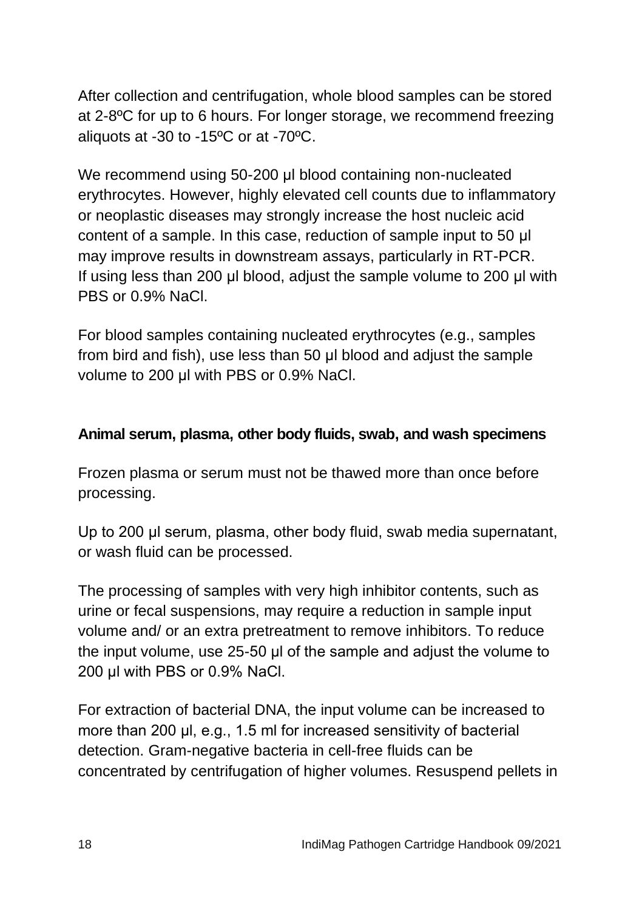After collection and centrifugation, whole blood samples can be stored at 2-8ºC for up to 6 hours. For longer storage, we recommend freezing aliquots at -30 to -15ºC or at -70ºC.

We recommend using 50-200 µl blood containing non-nucleated erythrocytes. However, highly elevated cell counts due to inflammatory or neoplastic diseases may strongly increase the host nucleic acid content of a sample. In this case, reduction of sample input to 50 µl may improve results in downstream assays, particularly in RT-PCR. If using less than 200 µl blood, adjust the sample volume to 200 µl with PBS or 0.9% NaCl.

For blood samples containing nucleated erythrocytes (e.g., samples from bird and fish), use less than 50 µl blood and adjust the sample volume to 200 µl with PBS or 0.9% NaCl.

**Animal serum, plasma, other body fluids, swab, and wash specimens**

Frozen plasma or serum must not be thawed more than once before processing.

Up to 200 µl serum, plasma, other body fluid, swab media supernatant, or wash fluid can be processed.

The processing of samples with very high inhibitor contents, such as urine or fecal suspensions, may require a reduction in sample input volume and/ or an extra pretreatment to remove inhibitors. To reduce the input volume, use 25-50 µl of the sample and adjust the volume to 200 µl with PBS or 0.9% NaCl.

For extraction of bacterial DNA, the input volume can be increased to more than 200 µl, e.g., 1.5 ml for increased sensitivity of bacterial detection. Gram-negative bacteria in cell-free fluids can be concentrated by centrifugation of higher volumes. Resuspend pellets in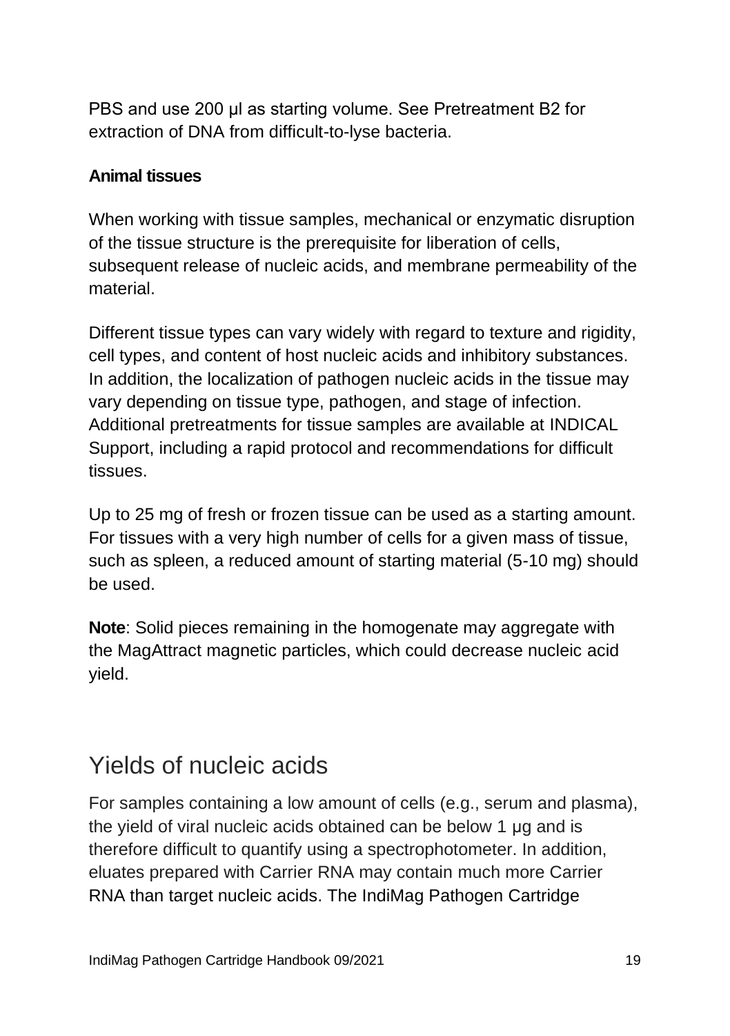PBS and use 200 µl as starting volume. See Pretreatment B2 for extraction of DNA from difficult-to-lyse bacteria.

### Animal tissues

When working with tissue samples, mechanical or enzymatic disruption of the tissue structure is the prerequisite for liberation of cells, subsequent release of nucleic acids, and membrane permeability of the material.

Different tissue types can vary widely with regard to texture and rigidity, cell types, and content of host nucleic acids and inhibitory substances. In addition, the localization of pathogen nucleic acids in the tissue may vary depending on tissue type, pathogen, and stage of infection. Additional pretreatments for tissue samples are available at INDICAL Support, including a rapid protocol and recommendations for difficult tissues.

Up to 25 mg of fresh or frozen tissue can be used as a starting amount. For tissues with a very high number of cells for a given mass of tissue, such as spleen, a reduced amount of starting material (5-10 mg) should be used.

**Note**: Solid pieces remaining in the homogenate may aggregate with the MagAttract magnetic particles, which could decrease nucleic acid yield.

## Yields of nucleic acids

For samples containing a low amount of cells (e.g., serum and plasma), the yield of viral nucleic acids obtained can be below 1 µg and is therefore difficult to quantify using a spectrophotometer. In addition, eluates prepared with Carrier RNA may contain much more Carrier RNA than target nucleic acids. The IndiMag Pathogen Cartridge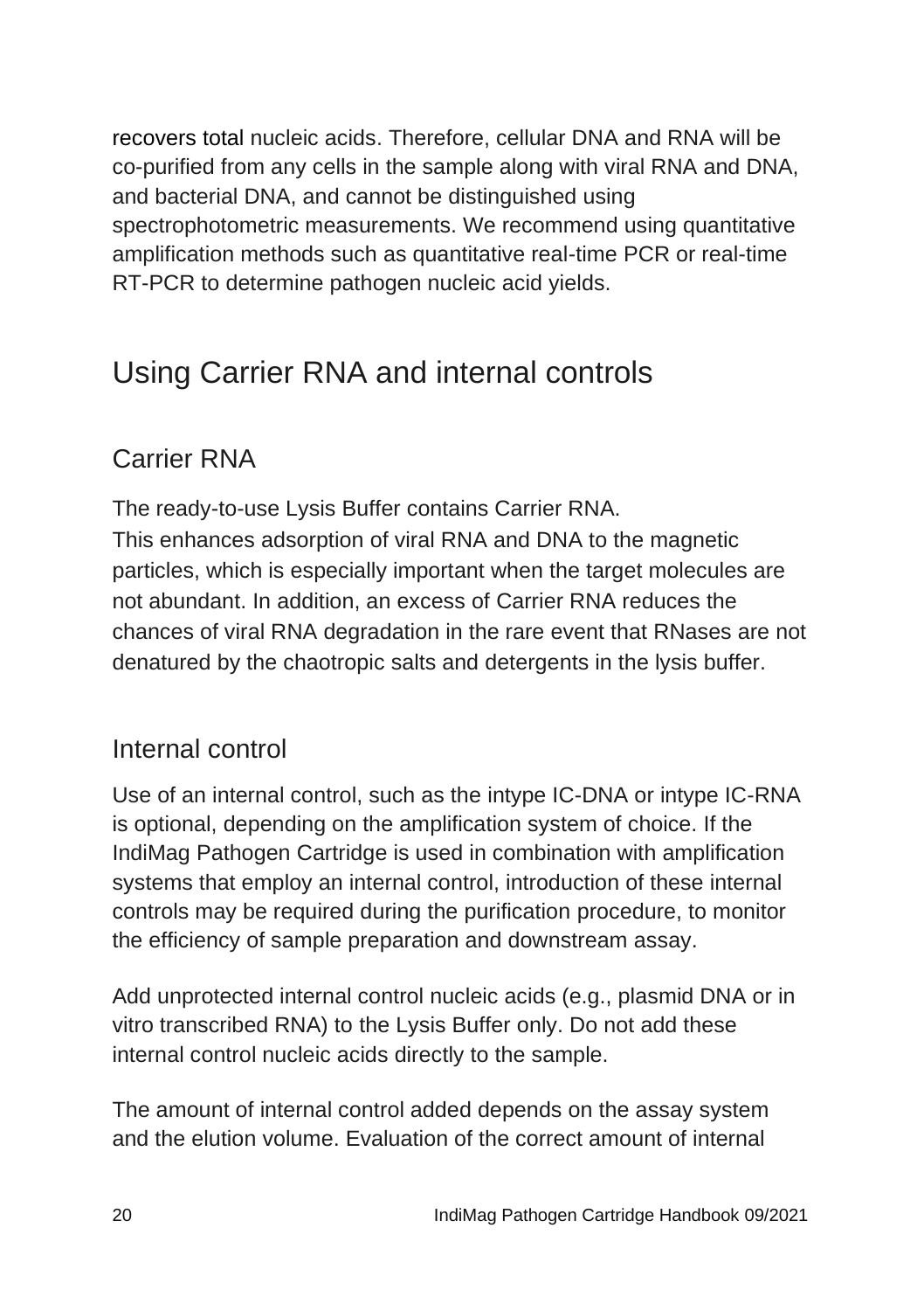recovers total nucleic acids. Therefore, cellular DNA and RNA will be co-purified from any cells in the sample along with viral RNA and DNA, and bacterial DNA, and cannot be distinguished using spectrophotometric measurements. We recommend using quantitative amplification methods such as quantitative real-time PCR or real-time RT-PCR to determine pathogen nucleic acid yields.

# Using Carrier RNA and internal controls

## Carrier RNA

The ready-to-use Lysis Buffer contains Carrier RNA.
This enhances adsorption of viral RNA and DNA to the magnetic particles, which is especially important when the target molecules are not abundant. In addition, an excess of Carrier RNA reduces the chances of viral RNA degradation in the rare event that RNases are not denatured by the chaotropic salts and detergents in the lysis buffer.

## Internal control

Use of an internal control, such as the intype IC-DNA or intype IC-RNA is optional, depending on the amplification system of choice. If the IndiMag Pathogen Cartridge is used in combination with amplification systems that employ an internal control, introduction of these internal controls may be required during the purification procedure, to monitor the efficiency of sample preparation and downstream assay.

Add unprotected internal control nucleic acids (e.g., plasmid DNA or in vitro transcribed RNA) to the Lysis Buffer only. Do not add these internal control nucleic acids directly to the sample.

The amount of internal control added depends on the assay system and the elution volume. Evaluation of the correct amount of internal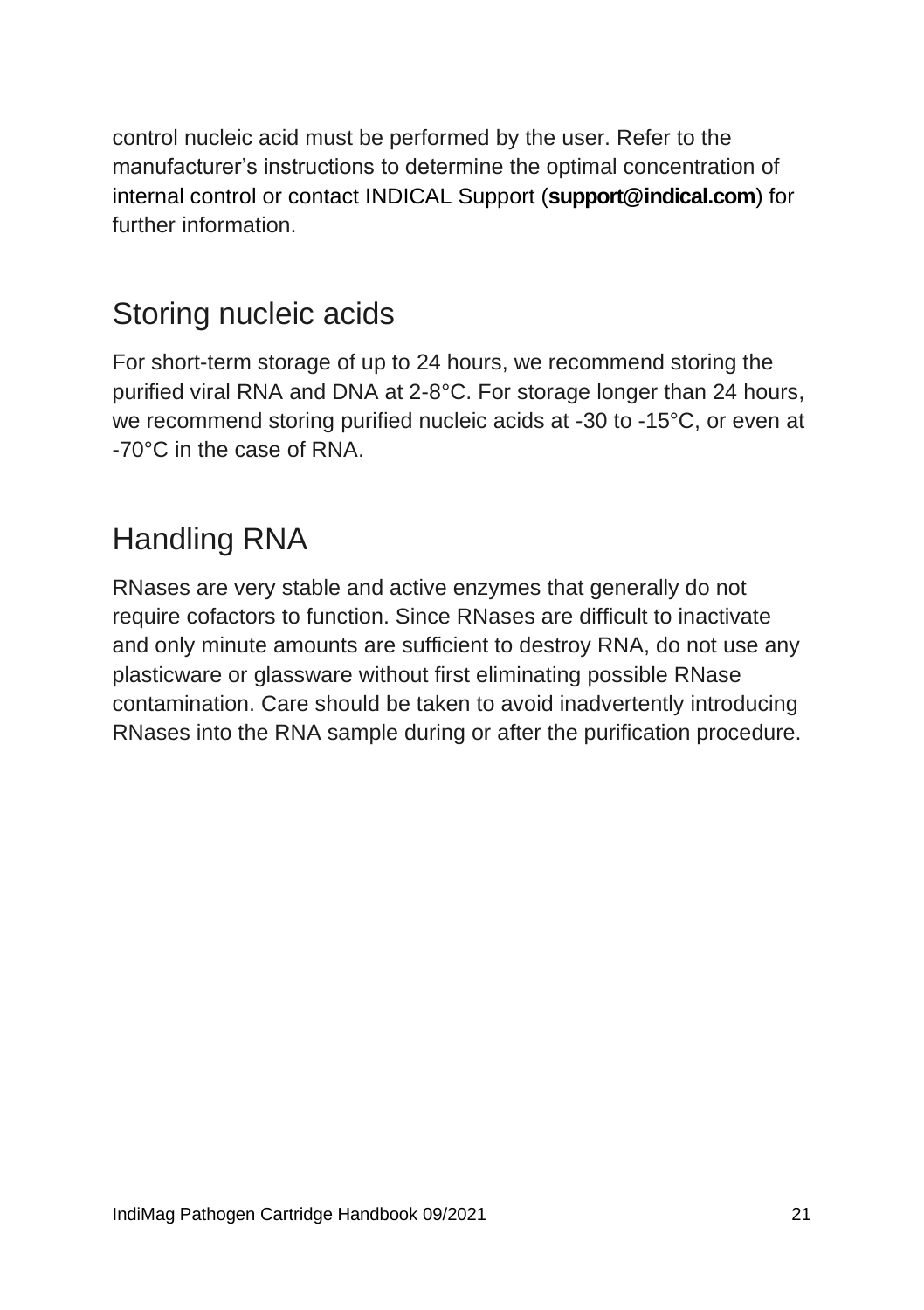control nucleic acid must be performed by the user. Refer to the manufacturer's instructions to determine the optimal concentration of internal control or contact INDICAL Support (**support@indical.com**) for further information.

## Storing nucleic acids

For short-term storage of up to 24 hours, we recommend storing the purified viral RNA and DNA at 2-8°C. For storage longer than 24 hours, we recommend storing purified nucleic acids at -30 to -15°C, or even at -70°C in the case of RNA.

## Handling RNA

RNases are very stable and active enzymes that generally do not require cofactors to function. Since RNases are difficult to inactivate and only minute amounts are sufficient to destroy RNA, do not use any plasticware or glassware without first eliminating possible RNase contamination. Care should be taken to avoid inadvertently introducing RNases into the RNA sample during or after the purification procedure.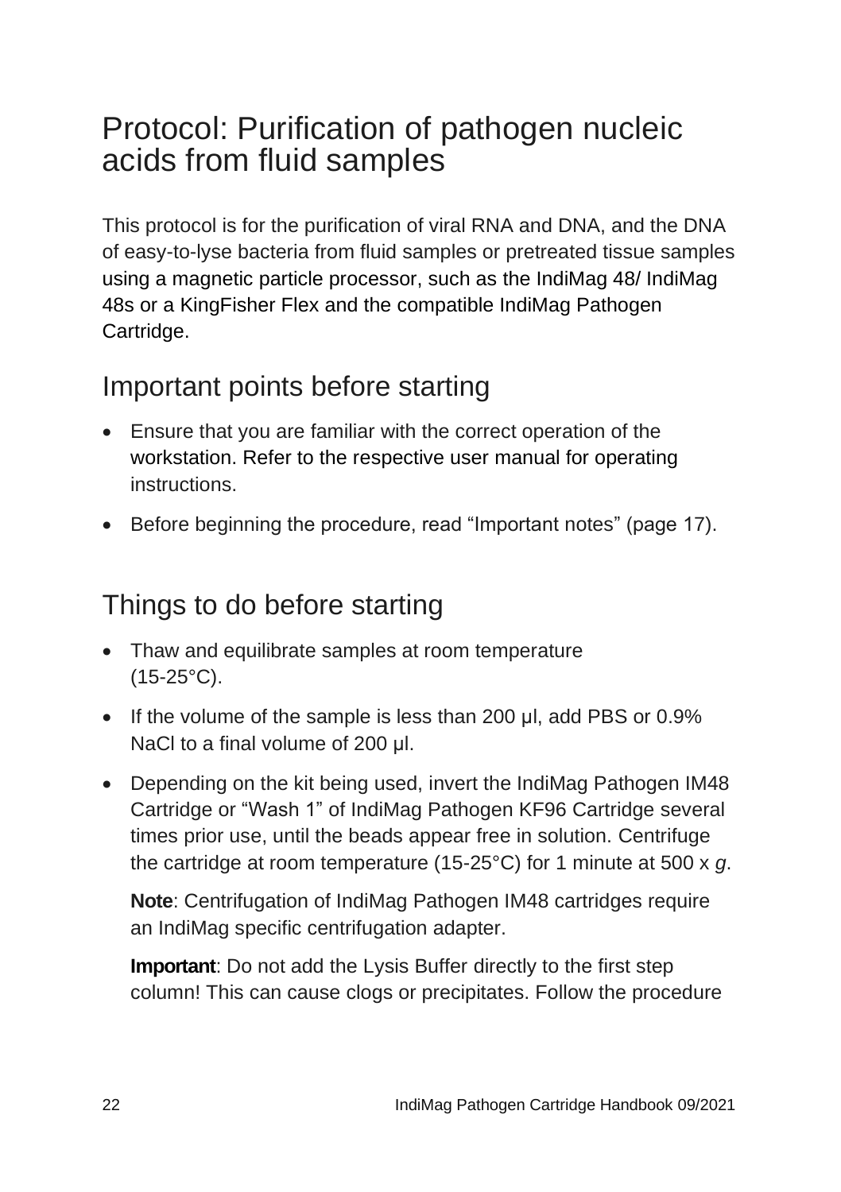# Protocol: Purification of pathogen nucleic acids from fluid samples

This protocol is for the purification of viral RNA and DNA, and the DNA of easy-to-lyse bacteria from fluid samples or pretreated tissue samples using a magnetic particle processor, such as the IndiMag 48/ IndiMag 48s or a KingFisher Flex and the compatible IndiMag Pathogen Cartridge.

## Important points before starting

- Ensure that you are familiar with the correct operation of the workstation. Refer to the respective user manual for operating instructions.
- Before beginning the procedure, read "Important notes" (page 17).

## Things to do before starting

- Thaw and equilibrate samples at room temperature (15-25°C).
- If the volume of the sample is less than 200 µl, add PBS or 0.9% NaCl to a final volume of 200 µl.
- Depending on the kit being used, invert the IndiMag Pathogen IM48 Cartridge or "Wash 1" of IndiMag Pathogen KF96 Cartridge several times prior use, until the beads appear free in solution. Centrifuge the cartridge at room temperature (15-25°C) for 1 minute at 500 x *g*.

  **Note**: Centrifugation of IndiMag Pathogen IM48 cartridges require an IndiMag specific centrifugation adapter.

  **Important**: Do not add the Lysis Buffer directly to the first step column! This can cause clogs or precipitates. Follow the procedure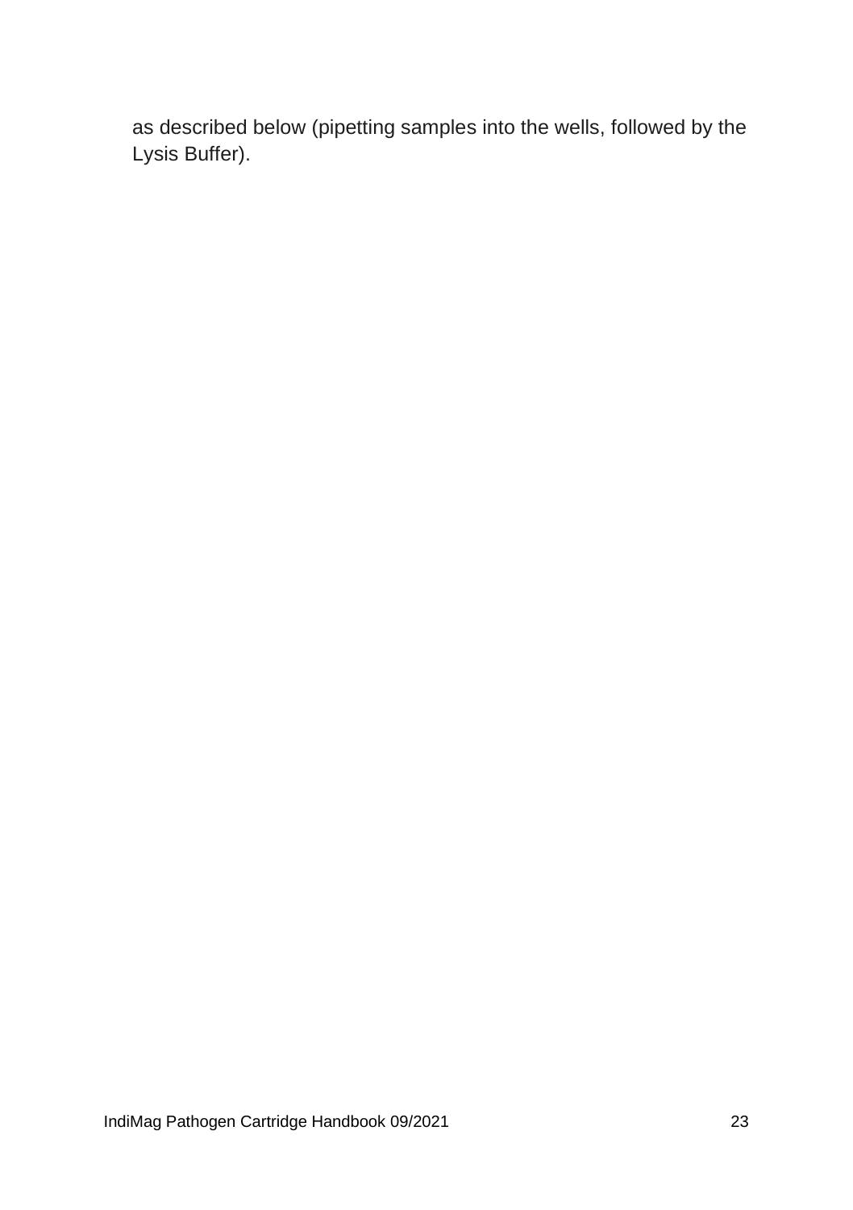as described below (pipetting samples into the wells, followed by the Lysis Buffer).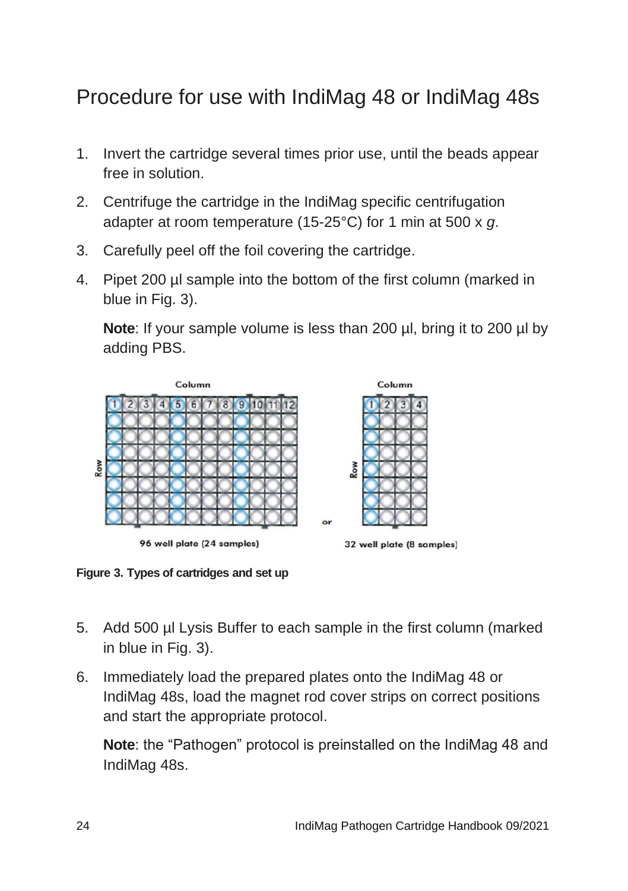# Procedure for use with IndiMag 48 or IndiMag 48s

1. Invert the cartridge several times prior use, until the beads appear free in solution.
2. Centrifuge the cartridge in the IndiMag specific centrifugation adapter at room temperature (15-25°C) for 1 min at 500 x *g*.
3. Carefully peel off the foil covering the cartridge.
4. Pipet 200 µl sample into the bottom of the first column (marked in blue in Fig. 3).

   **Note**: If your sample volume is less than 200 µl, bring it to 200 µl by adding PBS.

**Figure 3. Types of cartridges and set up**

5. Add 500 µl Lysis Buffer to each sample in the first column (marked in blue in Fig. 3).
6. Immediately load the prepared plates onto the IndiMag 48 or IndiMag 48s, load the magnet rod cover strips on correct positions and start the appropriate protocol.

   **Note**: the "Pathogen" protocol is preinstalled on the IndiMag 48 and IndiMag 48s.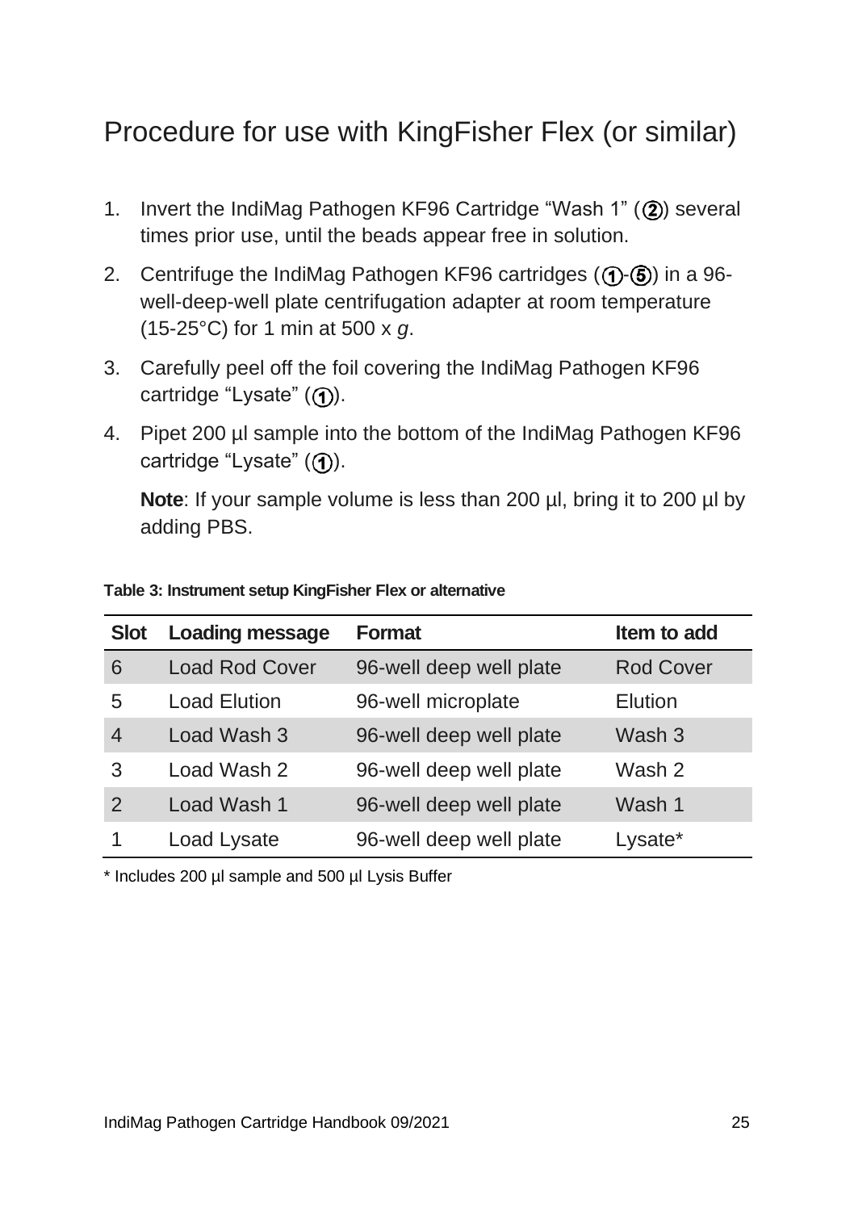# Procedure for use with KingFisher Flex (or similar)

1. Invert the IndiMag Pathogen KF96 Cartridge "Wash 1" (②) several times prior use, until the beads appear free in solution.
2. Centrifuge the IndiMag Pathogen KF96 cartridges (①-⑤) in a 96-well-deep-well plate centrifugation adapter at room temperature (15-25°C) for 1 min at 500 x *g*.
3. Carefully peel off the foil covering the IndiMag Pathogen KF96 cartridge "Lysate" (①).
4. Pipet 200 µl sample into the bottom of the IndiMag Pathogen KF96 cartridge "Lysate" (①).

   **Note**: If your sample volume is less than 200 µl, bring it to 200 µl by adding PBS.

**Table 3: Instrument setup KingFisher Flex or alternative**

| Slot | Loading message | Format | Item to add |
|---|---|---|---|
| 6 | Load Rod Cover | 96-well deep well plate | Rod Cover |
| 5 | Load Elution | 96-well microplate | Elution |
| 4 | Load Wash 3 | 96-well deep well plate | Wash 3 |
| 3 | Load Wash 2 | 96-well deep well plate | Wash 2 |
| 2 | Load Wash 1 | 96-well deep well plate | Wash 1 |
| 1 | Load Lysate | 96-well deep well plate | Lysate* |

* Includes 200 µl sample and 500 µl Lysis Buffer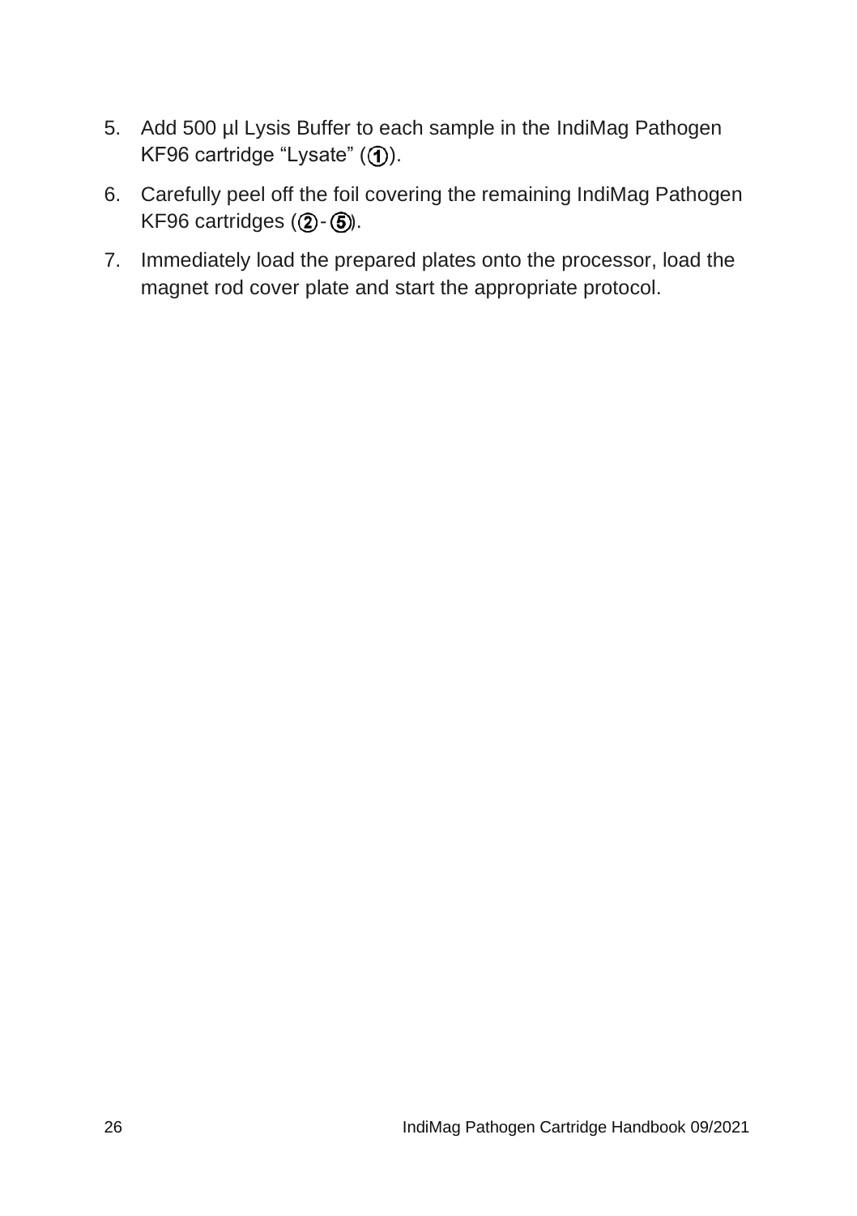5. Add 500 µl Lysis Buffer to each sample in the IndiMag Pathogen KF96 cartridge "Lysate" (①).
6. Carefully peel off the foil covering the remaining IndiMag Pathogen KF96 cartridges (② - ⑤).
7. Immediately load the prepared plates onto the processor, load the magnet rod cover plate and start the appropriate protocol.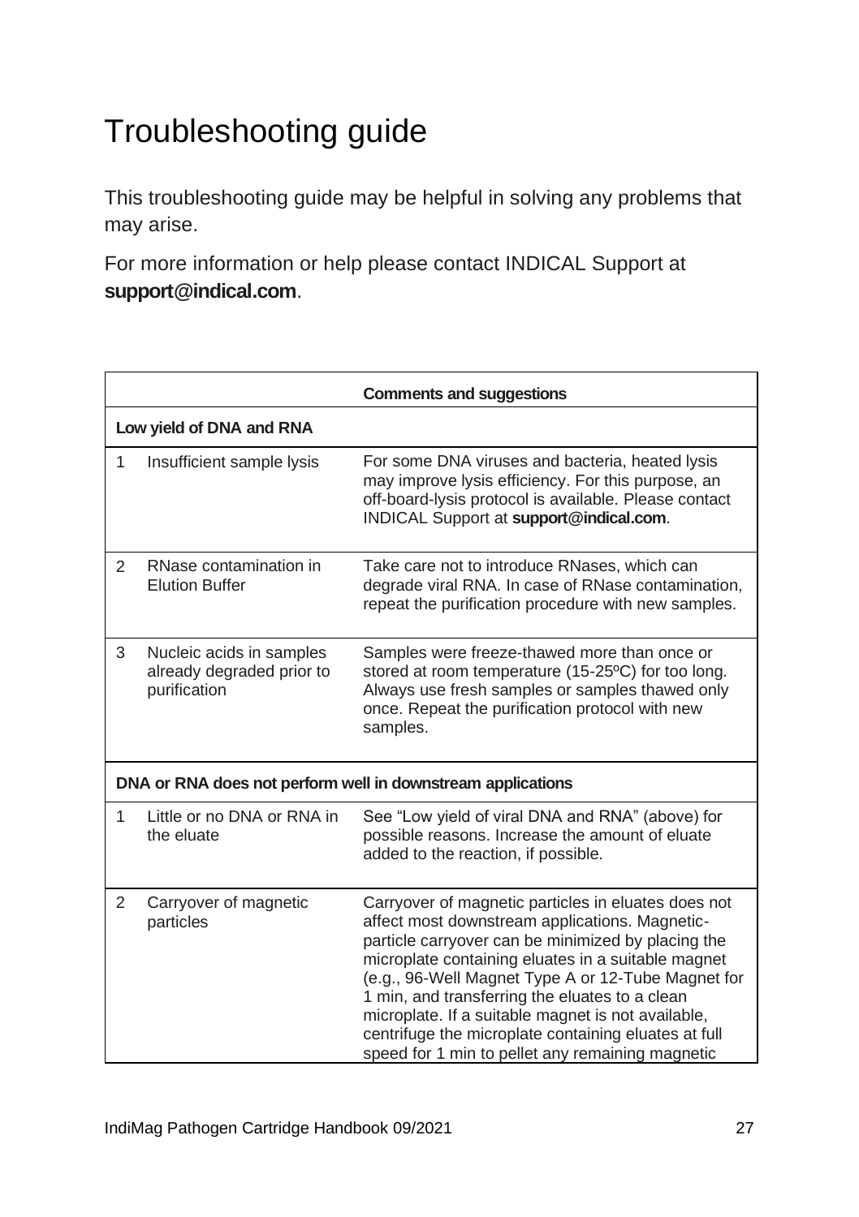# Troubleshooting guide

This troubleshooting guide may be helpful in solving any problems that may arise.

For more information or help please contact INDICAL Support at **support@indical.com**.

| | | **Comments and suggestions** |
|---|---|---|
| **Low yield of DNA and RNA** | | |
| 1 | Insufficient sample lysis | For some DNA viruses and bacteria, heated lysis may improve lysis efficiency. For this purpose, an off-board-lysis protocol is available. Please contact INDICAL Support at **support@indical.com**. |
| 2 | RNase contamination in Elution Buffer | Take care not to introduce RNases, which can degrade viral RNA. In case of RNase contamination, repeat the purification procedure with new samples. |
| 3 | Nucleic acids in samples already degraded prior to purification | Samples were freeze-thawed more than once or stored at room temperature (15-25ºC) for too long. Always use fresh samples or samples thawed only once. Repeat the purification protocol with new samples. |
| **DNA or RNA does not perform well in downstream applications** | | |
| 1 | Little or no DNA or RNA in the eluate | See "Low yield of viral DNA and RNA" (above) for possible reasons. Increase the amount of eluate added to the reaction, if possible. |
| 2 | Carryover of magnetic particles | Carryover of magnetic particles in eluates does not affect most downstream applications. Magnetic-particle carryover can be minimized by placing the microplate containing eluates in a suitable magnet (e.g., 96-Well Magnet Type A or 12-Tube Magnet for 1 min, and transferring the eluates to a clean microplate. If a suitable magnet is not available, centrifuge the microplate containing eluates at full speed for 1 min to pellet any remaining magnetic |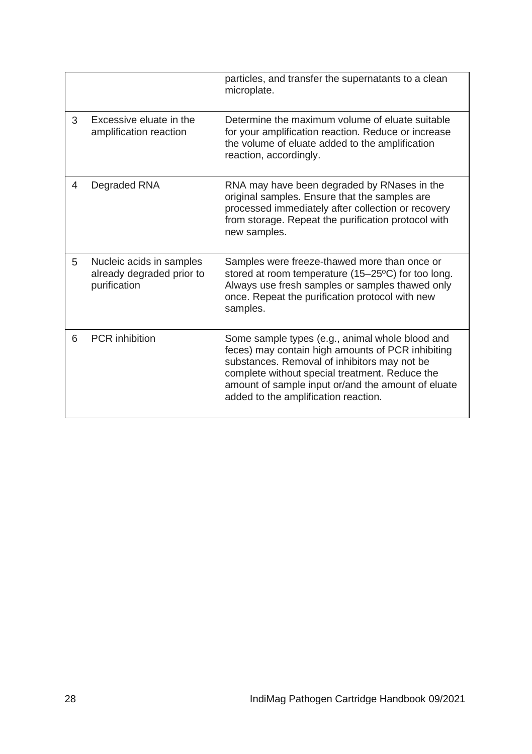| | | |
|---|---|---|
| | | particles, and transfer the supernatants to a clean microplate. |
| 3 | Excessive eluate in the amplification reaction | Determine the maximum volume of eluate suitable for your amplification reaction. Reduce or increase the volume of eluate added to the amplification reaction, accordingly. |
| 4 | Degraded RNA | RNA may have been degraded by RNases in the original samples. Ensure that the samples are processed immediately after collection or recovery from storage. Repeat the purification protocol with new samples. |
| 5 | Nucleic acids in samples already degraded prior to purification | Samples were freeze-thawed more than once or stored at room temperature (15–25ºC) for too long. Always use fresh samples or samples thawed only once. Repeat the purification protocol with new samples. |
| 6 | PCR inhibition | Some sample types (e.g., animal whole blood and feces) may contain high amounts of PCR inhibiting substances. Removal of inhibitors may not be complete without special treatment. Reduce the amount of sample input or/and the amount of eluate added to the amplification reaction. |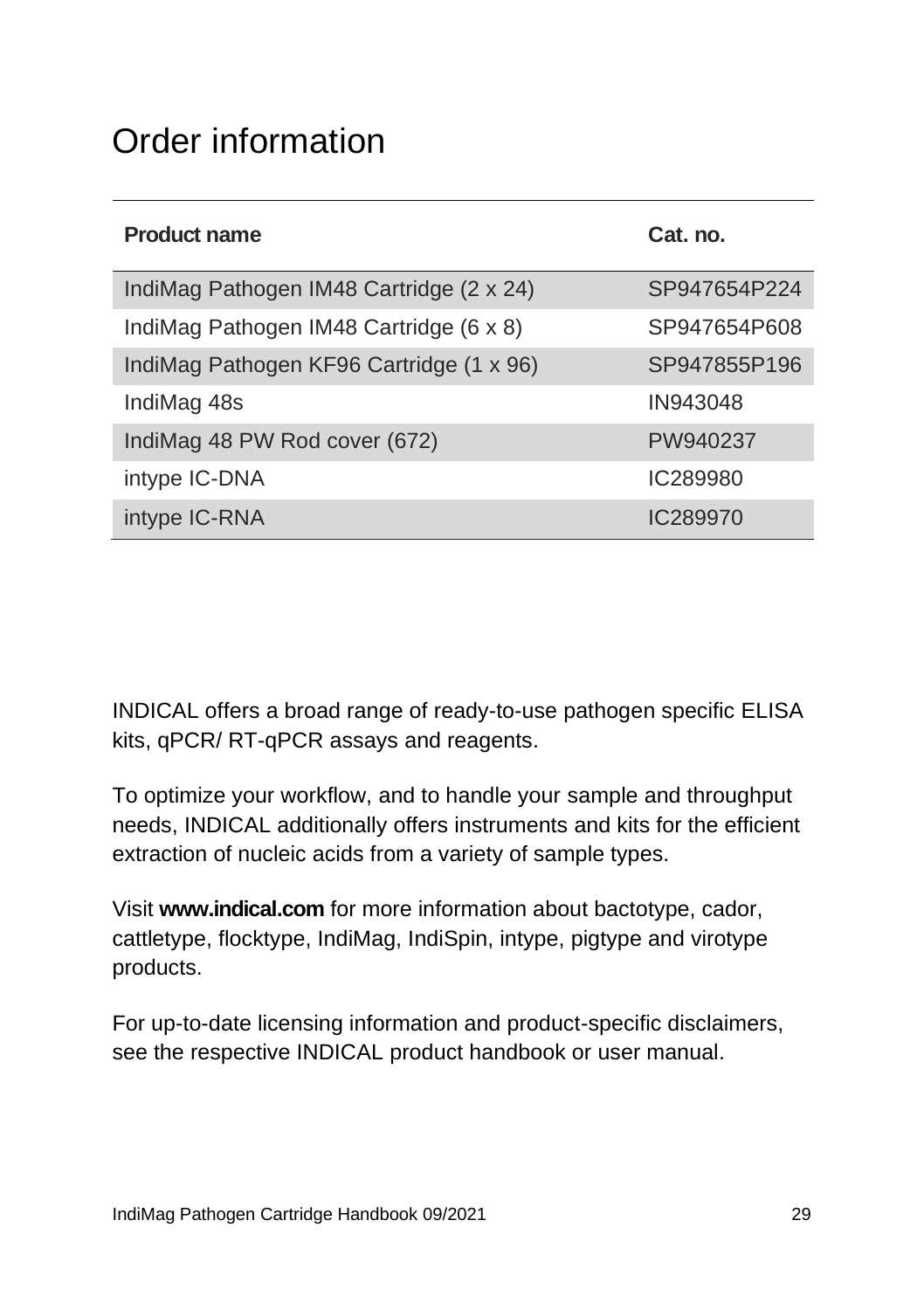# Order information

| Product name | Cat. no. |
|---|---|
| IndiMag Pathogen IM48 Cartridge (2 x 24) | SP947654P224 |
| IndiMag Pathogen IM48 Cartridge (6 x 8) | SP947654P608 |
| IndiMag Pathogen KF96 Cartridge (1 x 96) | SP947855P196 |
| IndiMag 48s | IN943048 |
| IndiMag 48 PW Rod cover (672) | PW940237 |
| intype IC-DNA | IC289980 |
| intype IC-RNA | IC289970 |

INDICAL offers a broad range of ready-to-use pathogen specific ELISA kits, qPCR/ RT-qPCR assays and reagents.

To optimize your workflow, and to handle your sample and throughput needs, INDICAL additionally offers instruments and kits for the efficient extraction of nucleic acids from a variety of sample types.

Visit **www.indical.com** for more information about bactotype, cador, cattletype, flocktype, IndiMag, IndiSpin, intype, pigtype and virotype products.

For up-to-date licensing information and product-specific disclaimers, see the respective INDICAL product handbook or user manual.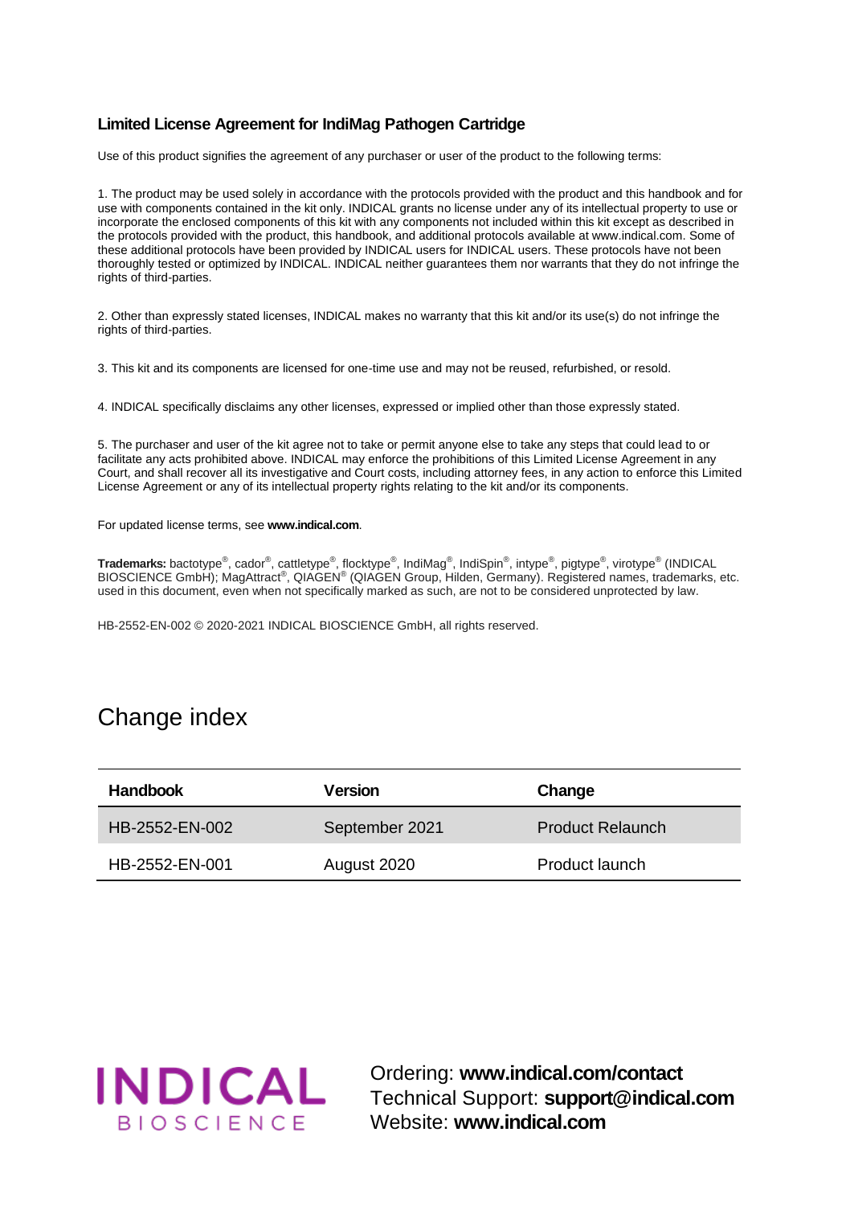**Limited License Agreement for IndiMag Pathogen Cartridge**

Use of this product signifies the agreement of any purchaser or user of the product to the following terms:

1. The product may be used solely in accordance with the protocols provided with the product and this handbook and for use with components contained in the kit only. INDICAL grants no license under any of its intellectual property to use or incorporate the enclosed components of this kit with any components not included within this kit except as described in the protocols provided with the product, this handbook, and additional protocols available at www.indical.com. Some of these additional protocols have been provided by INDICAL users for INDICAL users. These protocols have not been thoroughly tested or optimized by INDICAL. INDICAL neither guarantees them nor warrants that they do not infringe the rights of third-parties.

2. Other than expressly stated licenses, INDICAL makes no warranty that this kit and/or its use(s) do not infringe the rights of third-parties.

3. This kit and its components are licensed for one-time use and may not be reused, refurbished, or resold.

4. INDICAL specifically disclaims any other licenses, expressed or implied other than those expressly stated.

5. The purchaser and user of the kit agree not to take or permit anyone else to take any steps that could lead to or facilitate any acts prohibited above. INDICAL may enforce the prohibitions of this Limited License Agreement in any Court, and shall recover all its investigative and Court costs, including attorney fees, in any action to enforce this Limited License Agreement or any of its intellectual property rights relating to the kit and/or its components.

For updated license terms, see **www.indical.com**.

**Trademarks:** bactotype®, cador®, cattletype®, flocktype®, IndiMag®, IndiSpin®, intype®, pigtype®, virotype® (INDICAL BIOSCIENCE GmbH); MagAttract®, QIAGEN® (QIAGEN Group, Hilden, Germany). Registered names, trademarks, etc. used in this document, even when not specifically marked as such, are not to be considered unprotected by law.

HB-2552-EN-002 © 2020-2021 INDICAL BIOSCIENCE GmbH, all rights reserved.

# Change index

| Handbook | Version | Change |
|---|---|---|
| HB-2552-EN-002 | September 2021 | Product Relaunch |
| HB-2552-EN-001 | August 2020 | Product launch |

INDICAL BIOSCIENCE

Ordering: **www.indical.com/contact**
Technical Support: **support@indical.com**
Website: **www.indical.com**